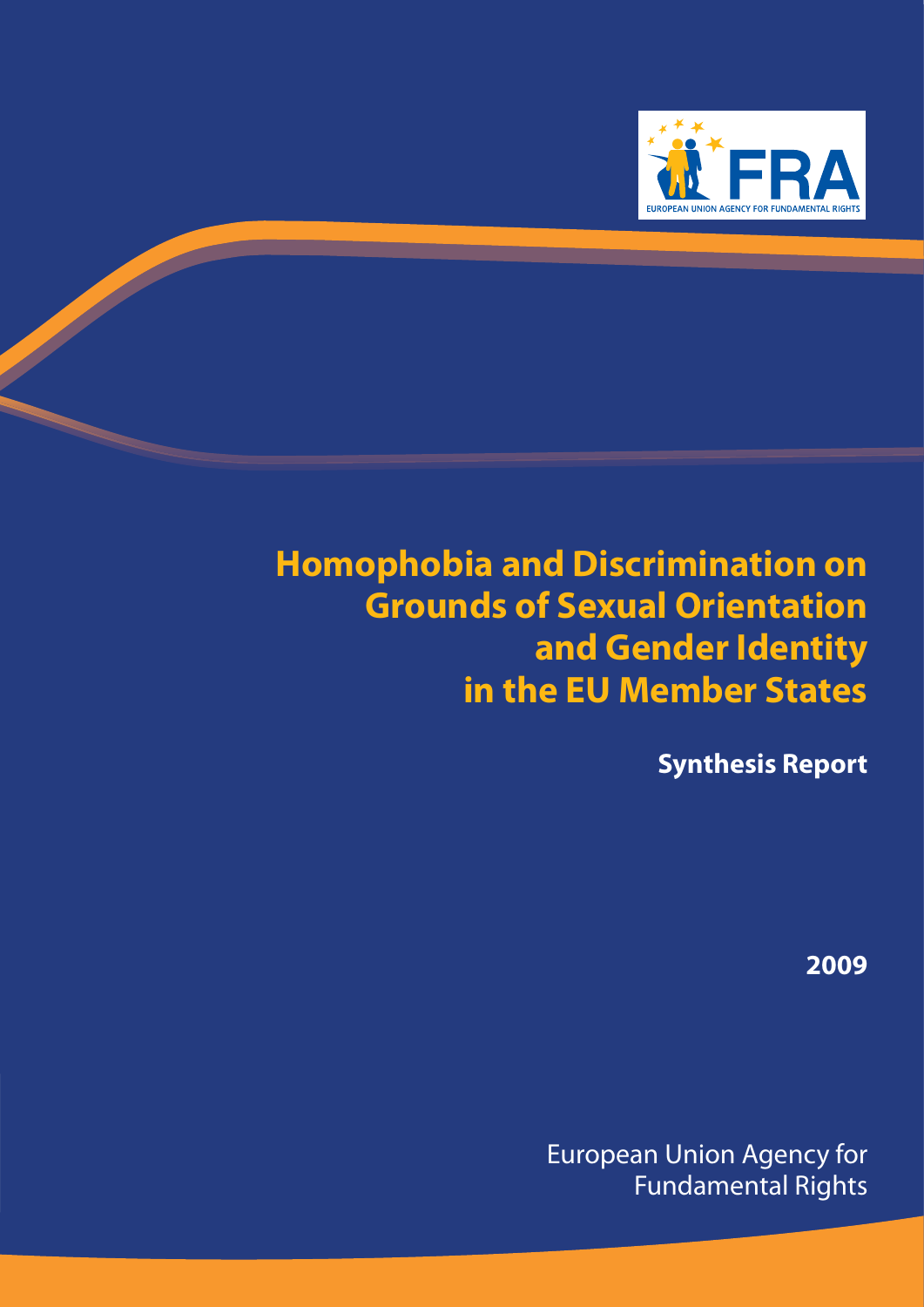FRA

EUROPEAN UNION AGENCY FOR FUNDAMENTAL RIGHTS

# Homophobia and Discrimination on Grounds of Sexual Orientation and Gender Identity in the EU Member States

## Synthesis Report

2009

European Union Agency for Fundamental Rights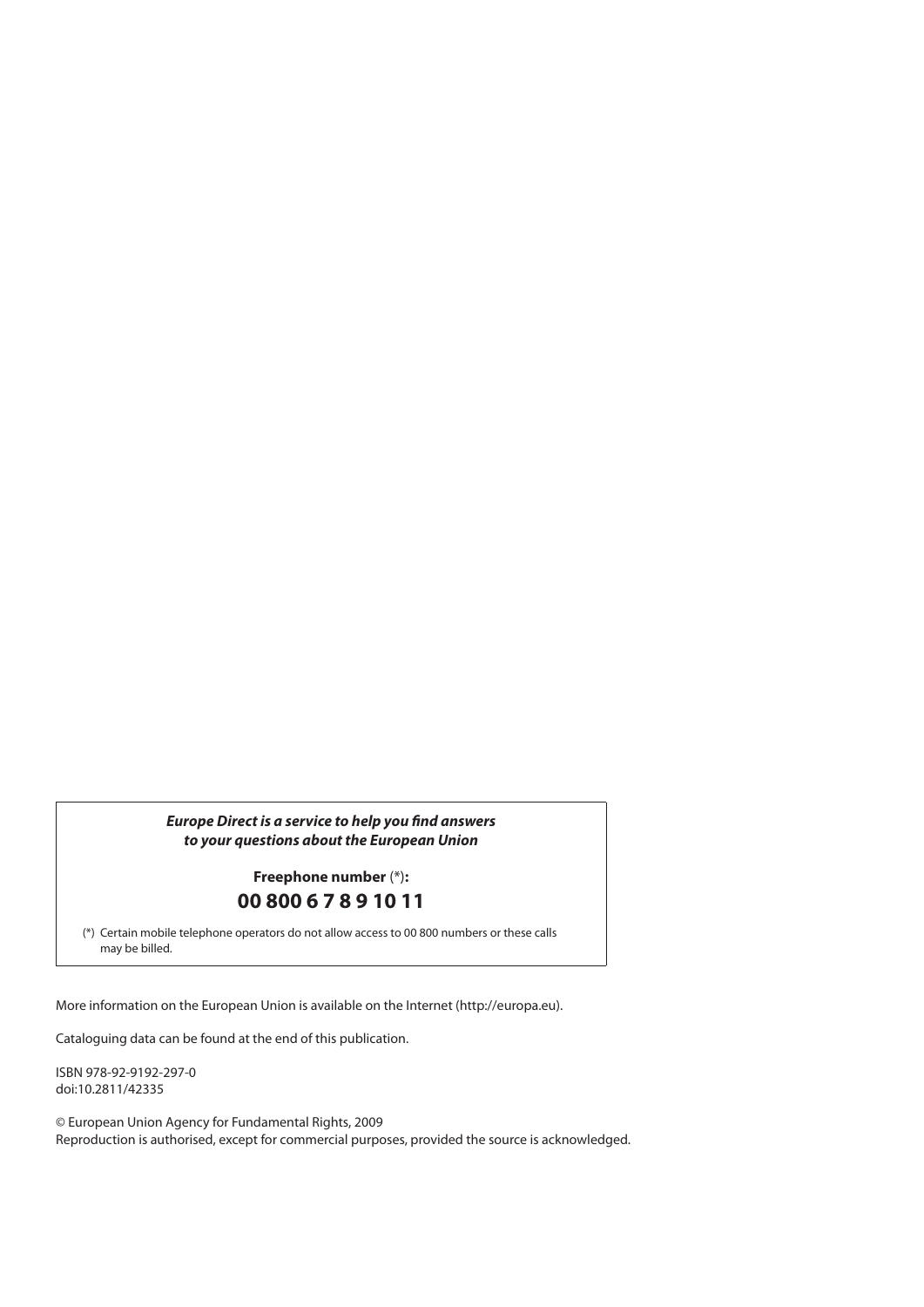***Europe Direct is a service to help you find answers to your questions about the European Union***

**Freephone number** (*)**:**

**00 800 6 7 8 9 10 11**

(*) Certain mobile telephone operators do not allow access to 00 800 numbers or these calls may be billed.

More information on the European Union is available on the Internet (http://europa.eu).

Cataloguing data can be found at the end of this publication.

ISBN 978-92-9192-297-0
doi:10.2811/42335

© European Union Agency for Fundamental Rights, 2009
Reproduction is authorised, except for commercial purposes, provided the source is acknowledged.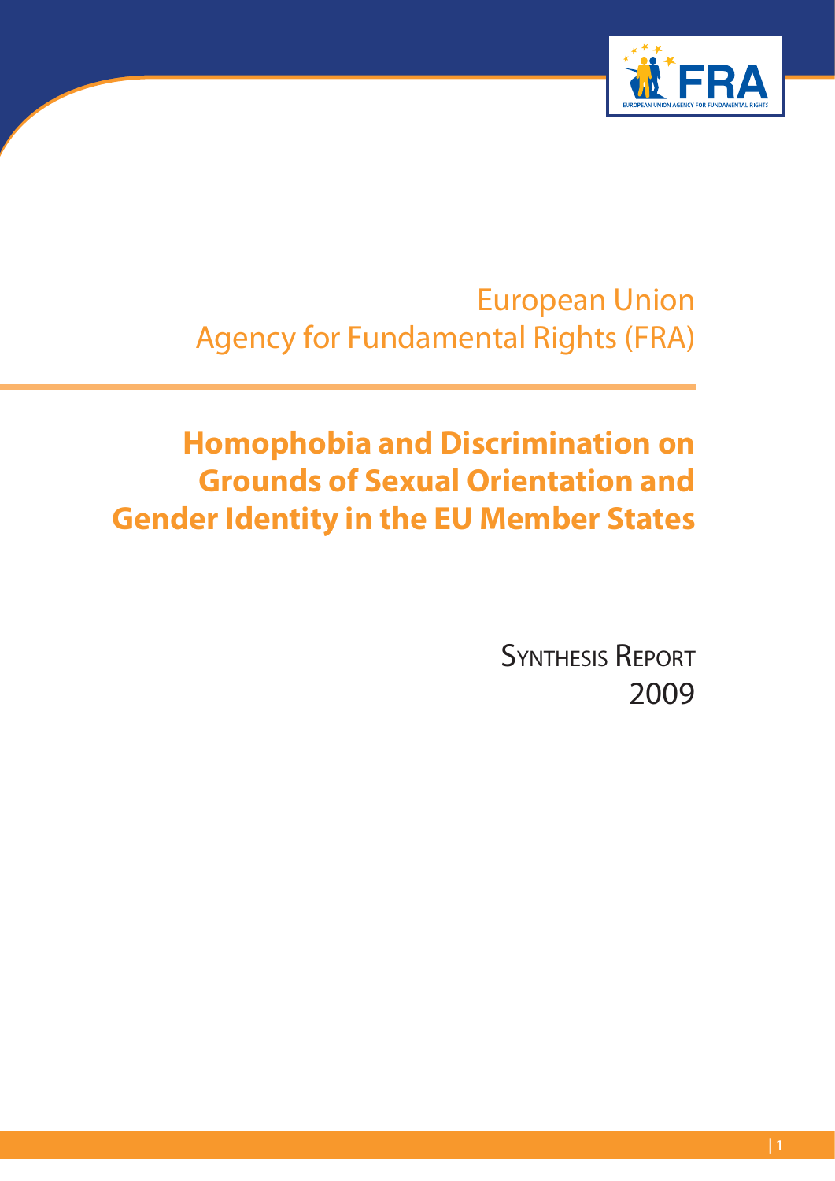European Union
Agency for Fundamental Rights (FRA)

# Homophobia and Discrimination on Grounds of Sexual Orientation and Gender Identity in the EU Member States

SYNTHESIS REPORT
2009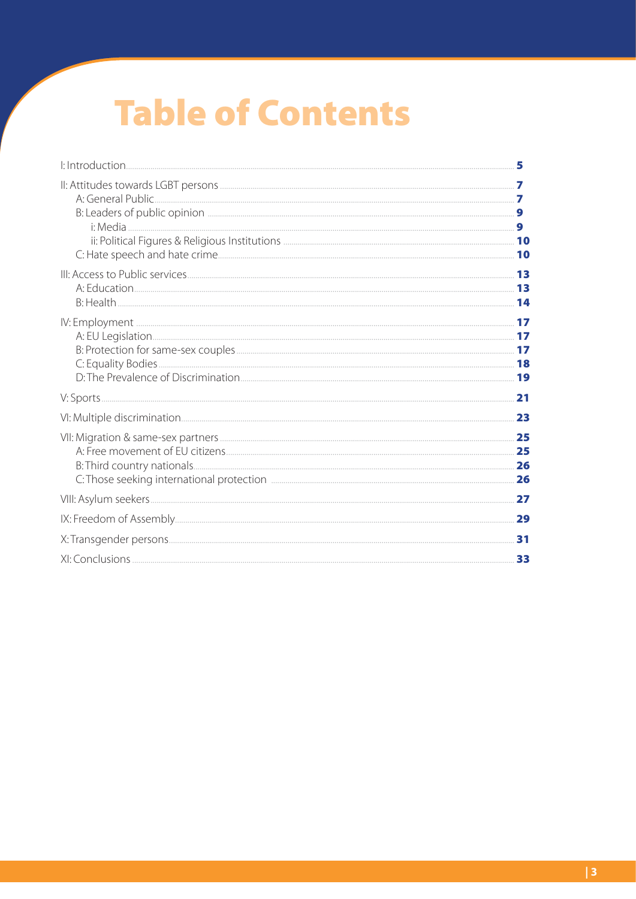# Table of Contents

- I: Introduction — 5
- II: Attitudes towards LGBT persons — 7
  - A: General Public — 7
  - B: Leaders of public opinion — 9
    - i: Media — 9
    - ii: Political Figures & Religious Institutions — 10
  - C: Hate speech and hate crime — 10
- III: Access to Public services — 13
  - A: Education — 13
  - B: Health — 14
- IV: Employment — 17
  - A: EU Legislation — 17
  - B: Protection for same-sex couples — 17
  - C: Equality Bodies — 18
  - D: The Prevalence of Discrimination — 19
- V: Sports — 21
- VI: Multiple discrimination — 23
- VII: Migration & same-sex partners — 25
  - A: Free movement of EU citizens — 25
  - B: Third country nationals — 26
  - C: Those seeking international protection — 26
- VIII: Asylum seekers — 27
- IX: Freedom of Assembly — 29
- X: Transgender persons — 31
- XI: Conclusions — 33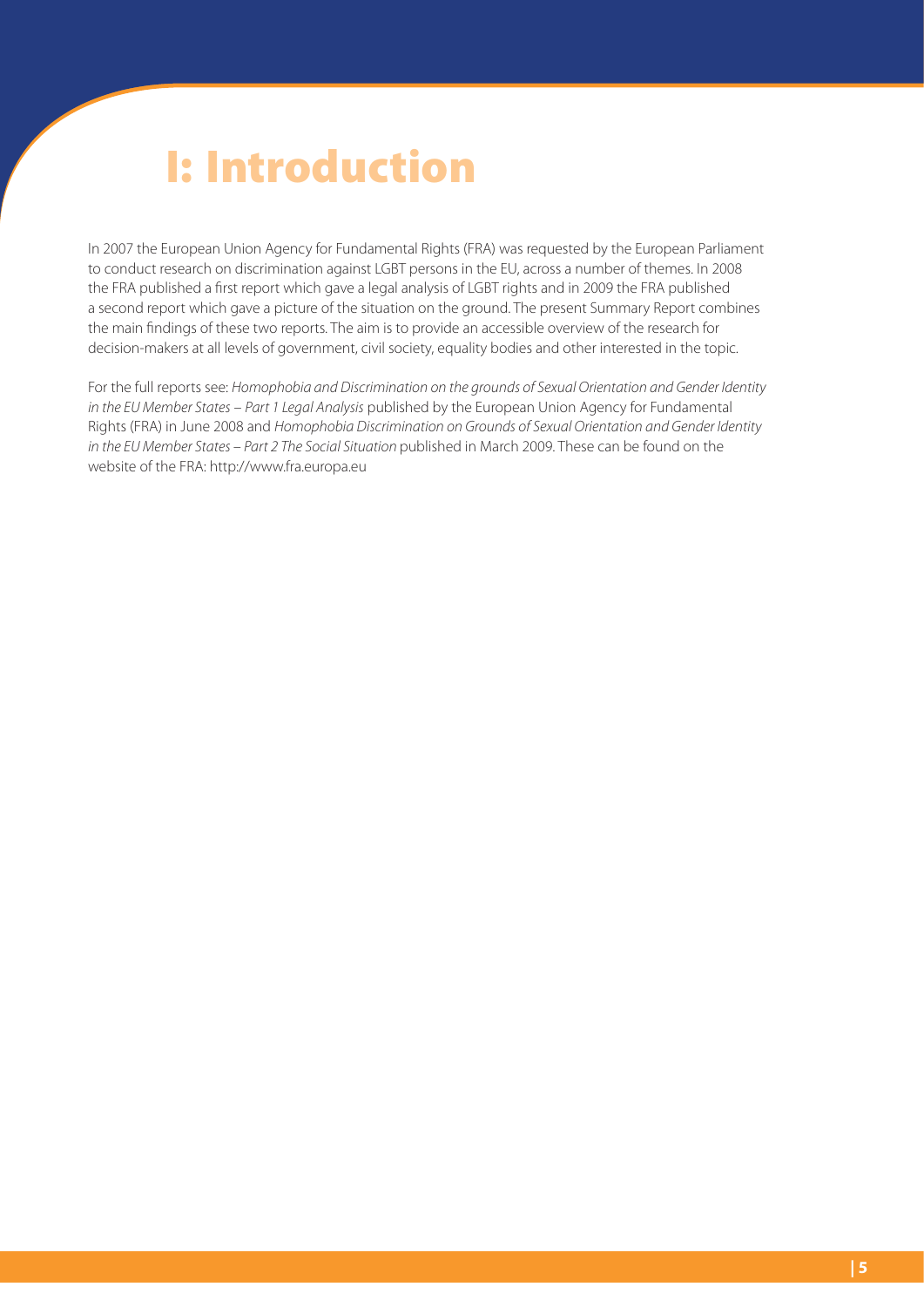# I: Introduction

In 2007 the European Union Agency for Fundamental Rights (FRA) was requested by the European Parliament to conduct research on discrimination against LGBT persons in the EU, across a number of themes. In 2008 the FRA published a first report which gave a legal analysis of LGBT rights and in 2009 the FRA published a second report which gave a picture of the situation on the ground. The present Summary Report combines the main findings of these two reports. The aim is to provide an accessible overview of the research for decision-makers at all levels of government, civil society, equality bodies and other interested in the topic.

For the full reports see: *Homophobia and Discrimination on the grounds of Sexual Orientation and Gender Identity in the EU Member States – Part 1 Legal Analysis* published by the European Union Agency for Fundamental Rights (FRA) in June 2008 and *Homophobia Discrimination on Grounds of Sexual Orientation and Gender Identity in the EU Member States – Part 2 The Social Situation* published in March 2009. These can be found on the website of the FRA: http://www.fra.europa.eu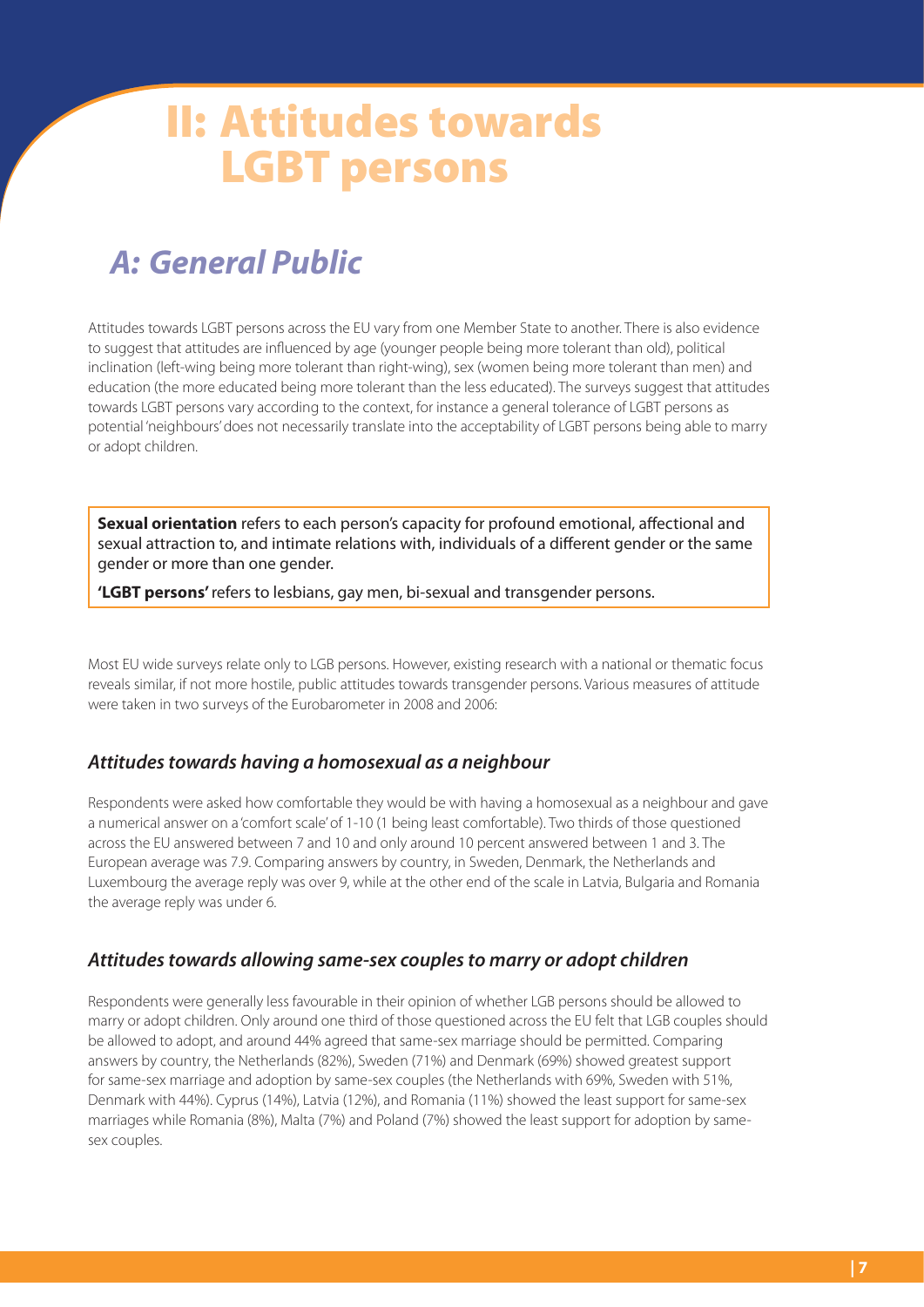# II: Attitudes towards LGBT persons

## A: General Public

Attitudes towards LGBT persons across the EU vary from one Member State to another. There is also evidence to suggest that attitudes are influenced by age (younger people being more tolerant than old), political inclination (left-wing being more tolerant than right-wing), sex (women being more tolerant than men) and education (the more educated being more tolerant than the less educated). The surveys suggest that attitudes towards LGBT persons vary according to the context, for instance a general tolerance of LGBT persons as potential 'neighbours' does not necessarily translate into the acceptability of LGBT persons being able to marry or adopt children.

> **Sexual orientation** refers to each person's capacity for profound emotional, affectional and sexual attraction to, and intimate relations with, individuals of a different gender or the same gender or more than one gender.
>
> **'LGBT persons'** refers to lesbians, gay men, bi-sexual and transgender persons.

Most EU wide surveys relate only to LGB persons. However, existing research with a national or thematic focus reveals similar, if not more hostile, public attitudes towards transgender persons. Various measures of attitude were taken in two surveys of the Eurobarometer in 2008 and 2006:

### *Attitudes towards having a homosexual as a neighbour*

Respondents were asked how comfortable they would be with having a homosexual as a neighbour and gave a numerical answer on a 'comfort scale' of 1-10 (1 being least comfortable). Two thirds of those questioned across the EU answered between 7 and 10 and only around 10 percent answered between 1 and 3. The European average was 7.9. Comparing answers by country, in Sweden, Denmark, the Netherlands and Luxembourg the average reply was over 9, while at the other end of the scale in Latvia, Bulgaria and Romania the average reply was under 6.

### *Attitudes towards allowing same-sex couples to marry or adopt children*

Respondents were generally less favourable in their opinion of whether LGB persons should be allowed to marry or adopt children. Only around one third of those questioned across the EU felt that LGB couples should be allowed to adopt, and around 44% agreed that same-sex marriage should be permitted. Comparing answers by country, the Netherlands (82%), Sweden (71%) and Denmark (69%) showed greatest support for same-sex marriage and adoption by same-sex couples (the Netherlands with 69%, Sweden with 51%, Denmark with 44%). Cyprus (14%), Latvia (12%), and Romania (11%) showed the least support for same-sex marriages while Romania (8%), Malta (7%) and Poland (7%) showed the least support for adoption by same-sex couples.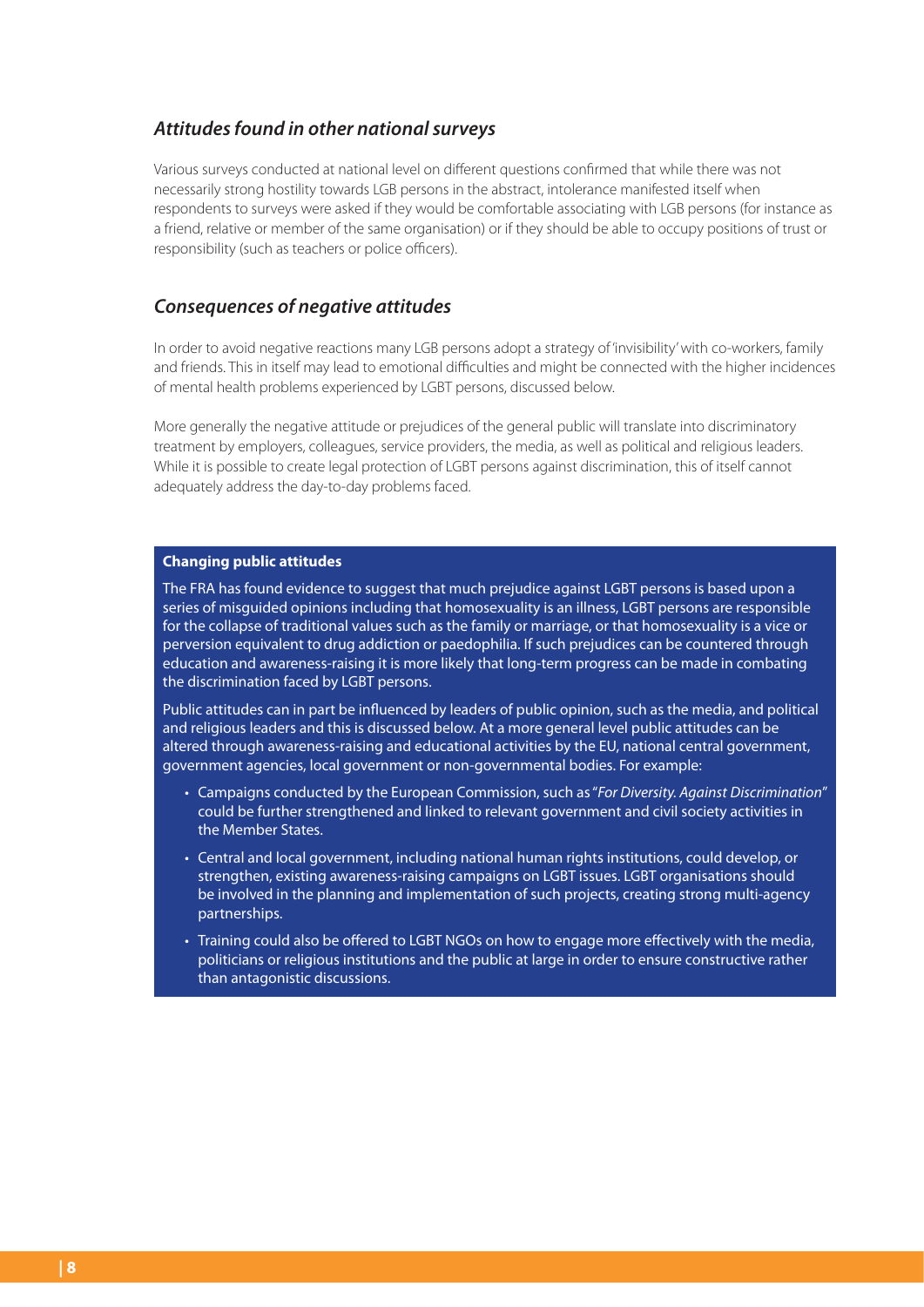### *Attitudes found in other national surveys*

Various surveys conducted at national level on different questions confirmed that while there was not necessarily strong hostility towards LGB persons in the abstract, intolerance manifested itself when respondents to surveys were asked if they would be comfortable associating with LGB persons (for instance as a friend, relative or member of the same organisation) or if they should be able to occupy positions of trust or responsibility (such as teachers or police officers).

### *Consequences of negative attitudes*

In order to avoid negative reactions many LGB persons adopt a strategy of 'invisibility' with co-workers, family and friends. This in itself may lead to emotional difficulties and might be connected with the higher incidences of mental health problems experienced by LGBT persons, discussed below.

More generally the negative attitude or prejudices of the general public will translate into discriminatory treatment by employers, colleagues, service providers, the media, as well as political and religious leaders. While it is possible to create legal protection of LGBT persons against discrimination, this of itself cannot adequately address the day-to-day problems faced.

**Changing public attitudes**

The FRA has found evidence to suggest that much prejudice against LGBT persons is based upon a series of misguided opinions including that homosexuality is an illness, LGBT persons are responsible for the collapse of traditional values such as the family or marriage, or that homosexuality is a vice or perversion equivalent to drug addiction or paedophilia. If such prejudices can be countered through education and awareness-raising it is more likely that long-term progress can be made in combating the discrimination faced by LGBT persons.

Public attitudes can in part be influenced by leaders of public opinion, such as the media, and political and religious leaders and this is discussed below. At a more general level public attitudes can be altered through awareness-raising and educational activities by the EU, national central government, government agencies, local government or non-governmental bodies. For example:

- Campaigns conducted by the European Commission, such as "*For Diversity. Against Discrimination*" could be further strengthened and linked to relevant government and civil society activities in the Member States.
- Central and local government, including national human rights institutions, could develop, or strengthen, existing awareness-raising campaigns on LGBT issues. LGBT organisations should be involved in the planning and implementation of such projects, creating strong multi-agency partnerships.
- Training could also be offered to LGBT NGOs on how to engage more effectively with the media, politicians or religious institutions and the public at large in order to ensure constructive rather than antagonistic discussions.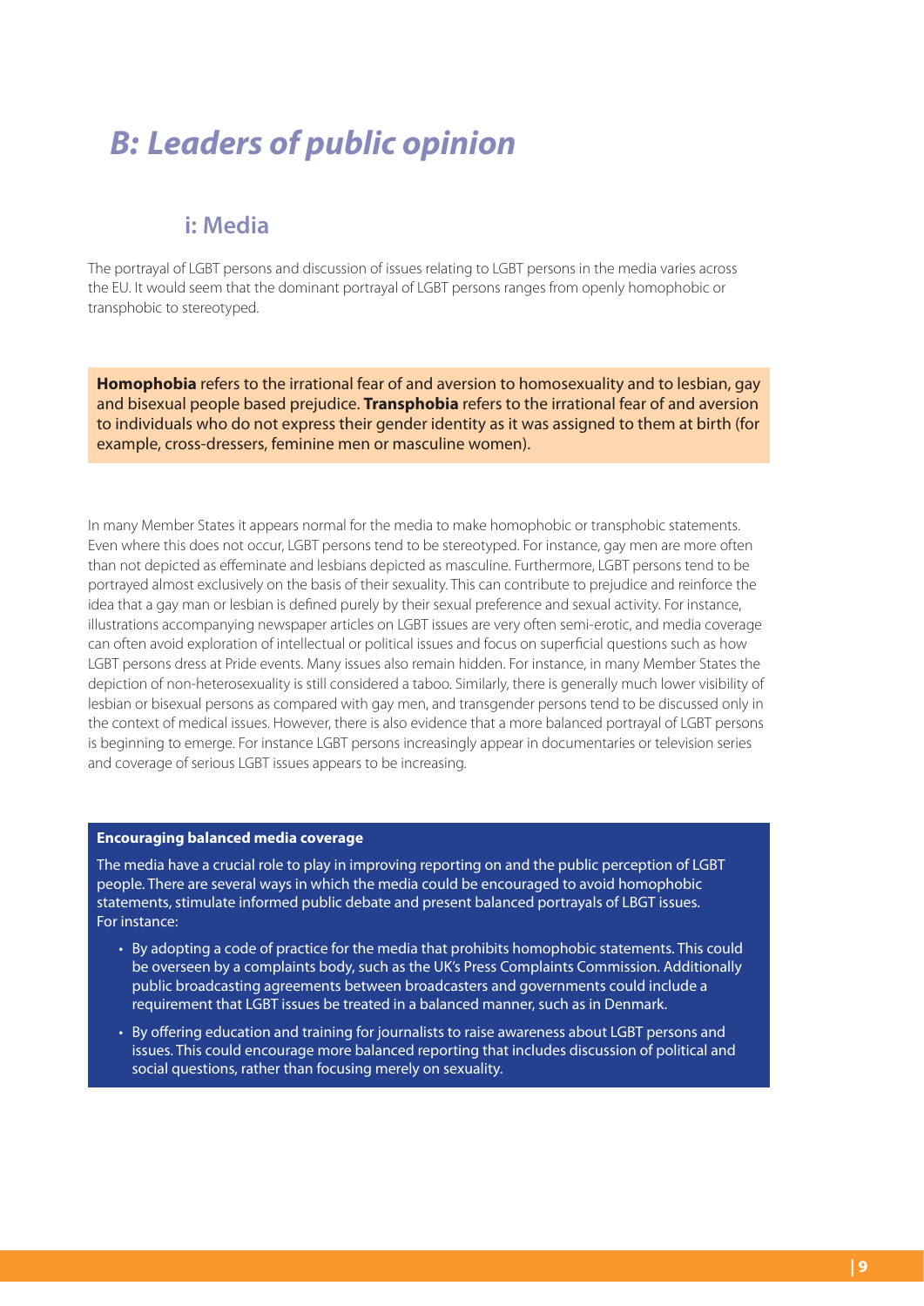# *B: Leaders of public opinion*

## i: Media

The portrayal of LGBT persons and discussion of issues relating to LGBT persons in the media varies across the EU. It would seem that the dominant portrayal of LGBT persons ranges from openly homophobic or transphobic to stereotyped.

**Homophobia** refers to the irrational fear of and aversion to homosexuality and to lesbian, gay and bisexual people based prejudice. **Transphobia** refers to the irrational fear of and aversion to individuals who do not express their gender identity as it was assigned to them at birth (for example, cross-dressers, feminine men or masculine women).

In many Member States it appears normal for the media to make homophobic or transphobic statements. Even where this does not occur, LGBT persons tend to be stereotyped. For instance, gay men are more often than not depicted as effeminate and lesbians depicted as masculine. Furthermore, LGBT persons tend to be portrayed almost exclusively on the basis of their sexuality. This can contribute to prejudice and reinforce the idea that a gay man or lesbian is defined purely by their sexual preference and sexual activity. For instance, illustrations accompanying newspaper articles on LGBT issues are very often semi-erotic, and media coverage can often avoid exploration of intellectual or political issues and focus on superficial questions such as how LGBT persons dress at Pride events. Many issues also remain hidden. For instance, in many Member States the depiction of non-heterosexuality is still considered a taboo. Similarly, there is generally much lower visibility of lesbian or bisexual persons as compared with gay men, and transgender persons tend to be discussed only in the context of medical issues. However, there is also evidence that a more balanced portrayal of LGBT persons is beginning to emerge. For instance LGBT persons increasingly appear in documentaries or television series and coverage of serious LGBT issues appears to be increasing.

**Encouraging balanced media coverage**

The media have a crucial role to play in improving reporting on and the public perception of LGBT people. There are several ways in which the media could be encouraged to avoid homophobic statements, stimulate informed public debate and present balanced portrayals of LBGT issues. For instance:

- By adopting a code of practice for the media that prohibits homophobic statements. This could be overseen by a complaints body, such as the UK's Press Complaints Commission. Additionally public broadcasting agreements between broadcasters and governments could include a requirement that LGBT issues be treated in a balanced manner, such as in Denmark.
- By offering education and training for journalists to raise awareness about LGBT persons and issues. This could encourage more balanced reporting that includes discussion of political and social questions, rather than focusing merely on sexuality.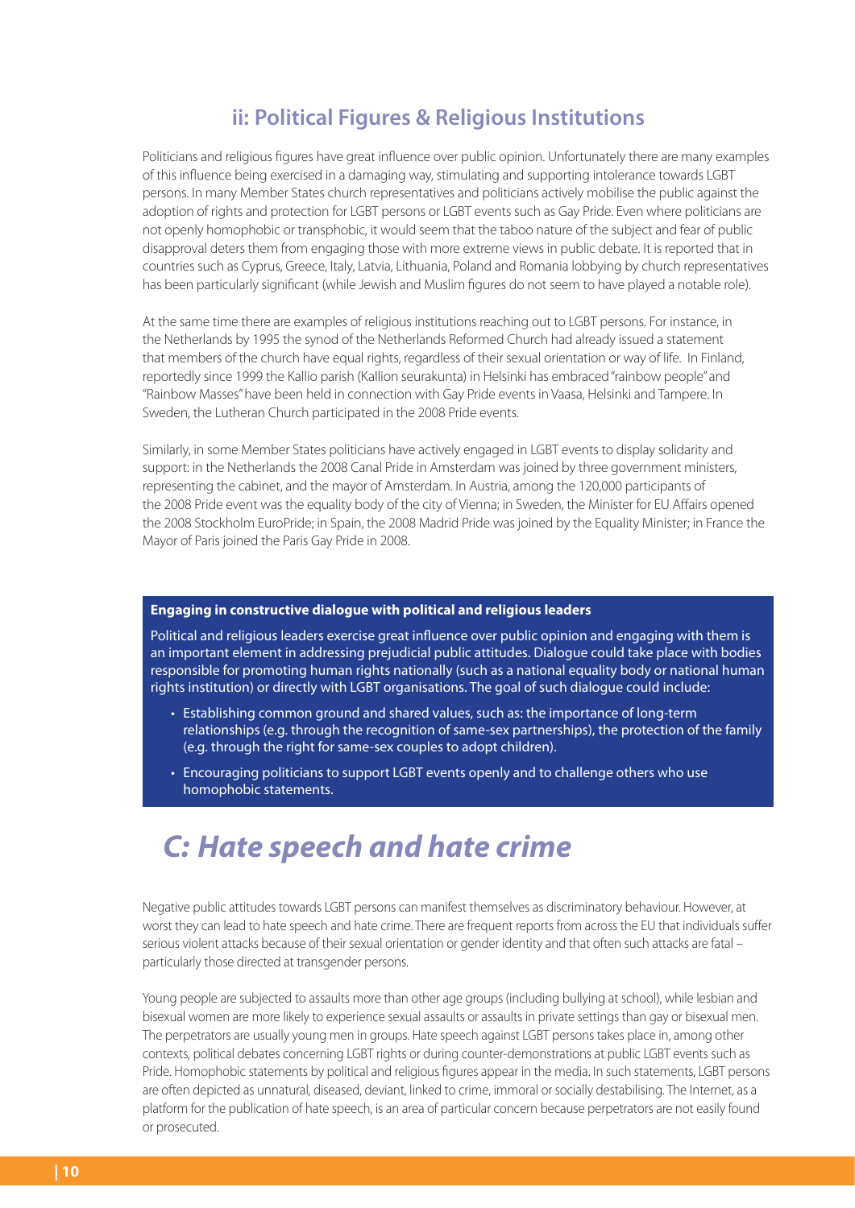### ii: Political Figures & Religious Institutions

Politicians and religious figures have great influence over public opinion. Unfortunately there are many examples of this influence being exercised in a damaging way, stimulating and supporting intolerance towards LGBT persons. In many Member States church representatives and politicians actively mobilise the public against the adoption of rights and protection for LGBT persons or LGBT events such as Gay Pride. Even where politicians are not openly homophobic or transphobic, it would seem that the taboo nature of the subject and fear of public disapproval deters them from engaging those with more extreme views in public debate. It is reported that in countries such as Cyprus, Greece, Italy, Latvia, Lithuania, Poland and Romania lobbying by church representatives has been particularly significant (while Jewish and Muslim figures do not seem to have played a notable role).

At the same time there are examples of religious institutions reaching out to LGBT persons. For instance, in the Netherlands by 1995 the synod of the Netherlands Reformed Church had already issued a statement that members of the church have equal rights, regardless of their sexual orientation or way of life. In Finland, reportedly since 1999 the Kallio parish (Kallion seurakunta) in Helsinki has embraced "rainbow people" and "Rainbow Masses" have been held in connection with Gay Pride events in Vaasa, Helsinki and Tampere. In Sweden, the Lutheran Church participated in the 2008 Pride events.

Similarly, in some Member States politicians have actively engaged in LGBT events to display solidarity and support: in the Netherlands the 2008 Canal Pride in Amsterdam was joined by three government ministers, representing the cabinet, and the mayor of Amsterdam. In Austria, among the 120,000 participants of the 2008 Pride event was the equality body of the city of Vienna; in Sweden, the Minister for EU Affairs opened the 2008 Stockholm EuroPride; in Spain, the 2008 Madrid Pride was joined by the Equality Minister; in France the Mayor of Paris joined the Paris Gay Pride in 2008.

**Engaging in constructive dialogue with political and religious leaders**

Political and religious leaders exercise great influence over public opinion and engaging with them is an important element in addressing prejudicial public attitudes. Dialogue could take place with bodies responsible for promoting human rights nationally (such as a national equality body or national human rights institution) or directly with LGBT organisations. The goal of such dialogue could include:

- Establishing common ground and shared values, such as: the importance of long-term relationships (e.g. through the recognition of same-sex partnerships), the protection of the family (e.g. through the right for same-sex couples to adopt children).
- Encouraging politicians to support LGBT events openly and to challenge others who use homophobic statements.

## *C: Hate speech and hate crime*

Negative public attitudes towards LGBT persons can manifest themselves as discriminatory behaviour. However, at worst they can lead to hate speech and hate crime. There are frequent reports from across the EU that individuals suffer serious violent attacks because of their sexual orientation or gender identity and that often such attacks are fatal – particularly those directed at transgender persons.

Young people are subjected to assaults more than other age groups (including bullying at school), while lesbian and bisexual women are more likely to experience sexual assaults or assaults in private settings than gay or bisexual men. The perpetrators are usually young men in groups. Hate speech against LGBT persons takes place in, among other contexts, political debates concerning LGBT rights or during counter-demonstrations at public LGBT events such as Pride. Homophobic statements by political and religious figures appear in the media. In such statements, LGBT persons are often depicted as unnatural, diseased, deviant, linked to crime, immoral or socially destabilising. The Internet, as a platform for the publication of hate speech, is an area of particular concern because perpetrators are not easily found or prosecuted.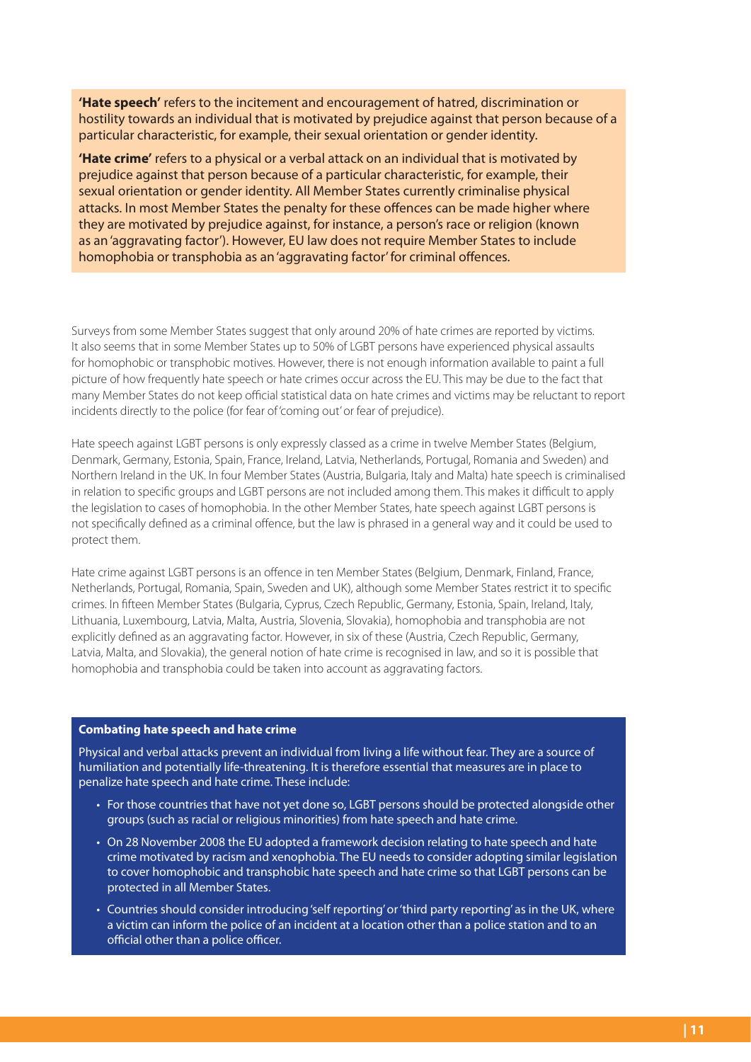**'Hate speech'** refers to the incitement and encouragement of hatred, discrimination or hostility towards an individual that is motivated by prejudice against that person because of a particular characteristic, for example, their sexual orientation or gender identity.

**'Hate crime'** refers to a physical or a verbal attack on an individual that is motivated by prejudice against that person because of a particular characteristic, for example, their sexual orientation or gender identity. All Member States currently criminalise physical attacks. In most Member States the penalty for these offences can be made higher where they are motivated by prejudice against, for instance, a person's race or religion (known as an 'aggravating factor'). However, EU law does not require Member States to include homophobia or transphobia as an 'aggravating factor' for criminal offences.

Surveys from some Member States suggest that only around 20% of hate crimes are reported by victims. It also seems that in some Member States up to 50% of LGBT persons have experienced physical assaults for homophobic or transphobic motives. However, there is not enough information available to paint a full picture of how frequently hate speech or hate crimes occur across the EU. This may be due to the fact that many Member States do not keep official statistical data on hate crimes and victims may be reluctant to report incidents directly to the police (for fear of 'coming out' or fear of prejudice).

Hate speech against LGBT persons is only expressly classed as a crime in twelve Member States (Belgium, Denmark, Germany, Estonia, Spain, France, Ireland, Latvia, Netherlands, Portugal, Romania and Sweden) and Northern Ireland in the UK. In four Member States (Austria, Bulgaria, Italy and Malta) hate speech is criminalised in relation to specific groups and LGBT persons are not included among them. This makes it difficult to apply the legislation to cases of homophobia. In the other Member States, hate speech against LGBT persons is not specifically defined as a criminal offence, but the law is phrased in a general way and it could be used to protect them.

Hate crime against LGBT persons is an offence in ten Member States (Belgium, Denmark, Finland, France, Netherlands, Portugal, Romania, Spain, Sweden and UK), although some Member States restrict it to specific crimes. In fifteen Member States (Bulgaria, Cyprus, Czech Republic, Germany, Estonia, Spain, Ireland, Italy, Lithuania, Luxembourg, Latvia, Malta, Austria, Slovenia, Slovakia), homophobia and transphobia are not explicitly defined as an aggravating factor. However, in six of these (Austria, Czech Republic, Germany, Latvia, Malta, and Slovakia), the general notion of hate crime is recognised in law, and so it is possible that homophobia and transphobia could be taken into account as aggravating factors.

**Combating hate speech and hate crime**

Physical and verbal attacks prevent an individual from living a life without fear. They are a source of humiliation and potentially life-threatening. It is therefore essential that measures are in place to penalize hate speech and hate crime. These include:

- For those countries that have not yet done so, LGBT persons should be protected alongside other groups (such as racial or religious minorities) from hate speech and hate crime.
- On 28 November 2008 the EU adopted a framework decision relating to hate speech and hate crime motivated by racism and xenophobia. The EU needs to consider adopting similar legislation to cover homophobic and transphobic hate speech and hate crime so that LGBT persons can be protected in all Member States.
- Countries should consider introducing 'self reporting' or 'third party reporting' as in the UK, where a victim can inform the police of an incident at a location other than a police station and to an official other than a police officer.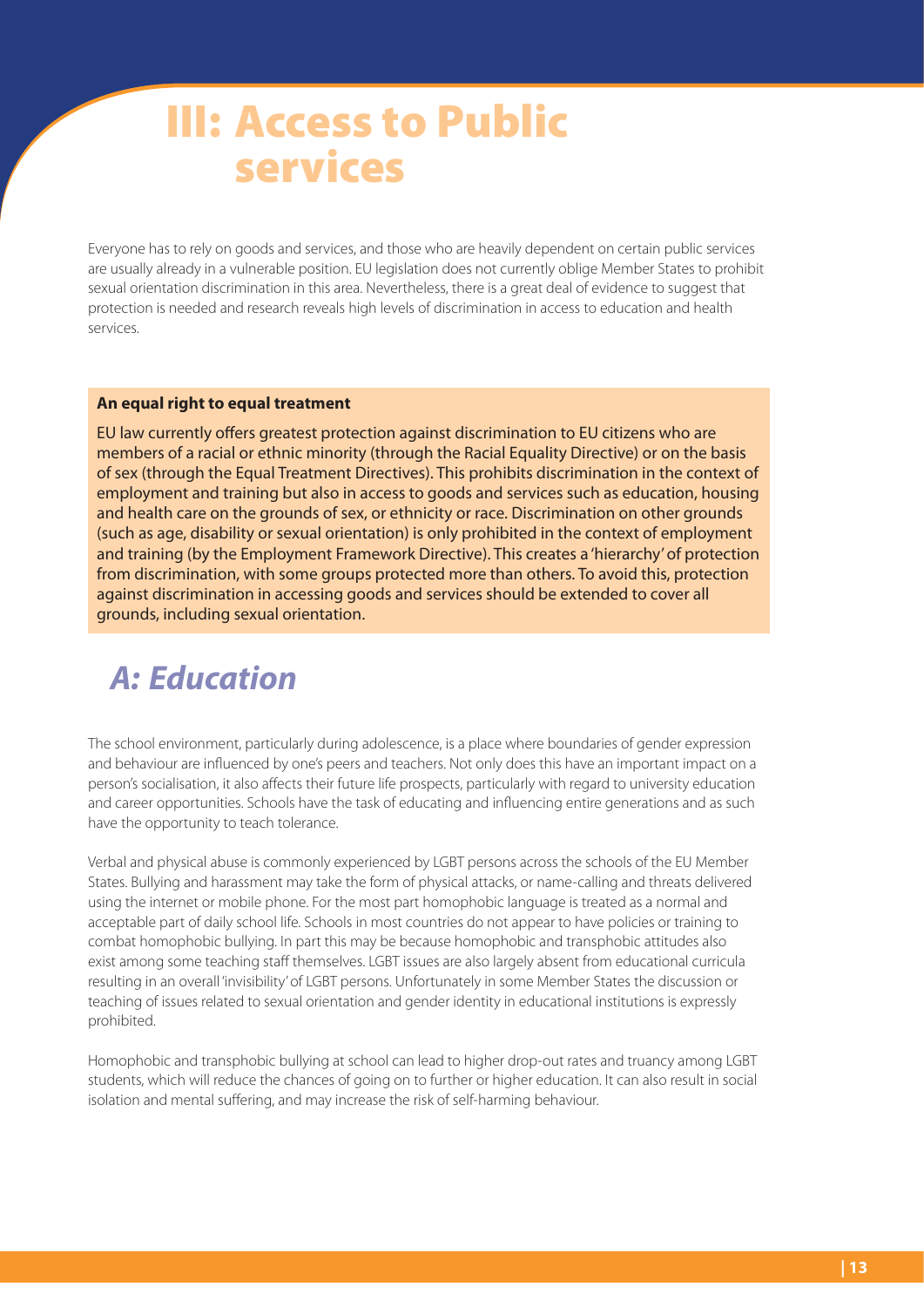# III: Access to Public services

Everyone has to rely on goods and services, and those who are heavily dependent on certain public services are usually already in a vulnerable position. EU legislation does not currently oblige Member States to prohibit sexual orientation discrimination in this area. Nevertheless, there is a great deal of evidence to suggest that protection is needed and research reveals high levels of discrimination in access to education and health services.

**An equal right to equal treatment**

EU law currently offers greatest protection against discrimination to EU citizens who are members of a racial or ethnic minority (through the Racial Equality Directive) or on the basis of sex (through the Equal Treatment Directives). This prohibits discrimination in the context of employment and training but also in access to goods and services such as education, housing and health care on the grounds of sex, or ethnicity or race. Discrimination on other grounds (such as age, disability or sexual orientation) is only prohibited in the context of employment and training (by the Employment Framework Directive). This creates a 'hierarchy' of protection from discrimination, with some groups protected more than others. To avoid this, protection against discrimination in accessing goods and services should be extended to cover all grounds, including sexual orientation.

## *A: Education*

The school environment, particularly during adolescence, is a place where boundaries of gender expression and behaviour are influenced by one's peers and teachers. Not only does this have an important impact on a person's socialisation, it also affects their future life prospects, particularly with regard to university education and career opportunities. Schools have the task of educating and influencing entire generations and as such have the opportunity to teach tolerance.

Verbal and physical abuse is commonly experienced by LGBT persons across the schools of the EU Member States. Bullying and harassment may take the form of physical attacks, or name-calling and threats delivered using the internet or mobile phone. For the most part homophobic language is treated as a normal and acceptable part of daily school life. Schools in most countries do not appear to have policies or training to combat homophobic bullying. In part this may be because homophobic and transphobic attitudes also exist among some teaching staff themselves. LGBT issues are also largely absent from educational curricula resulting in an overall 'invisibility' of LGBT persons. Unfortunately in some Member States the discussion or teaching of issues related to sexual orientation and gender identity in educational institutions is expressly prohibited.

Homophobic and transphobic bullying at school can lead to higher drop-out rates and truancy among LGBT students, which will reduce the chances of going on to further or higher education. It can also result in social isolation and mental suffering, and may increase the risk of self-harming behaviour.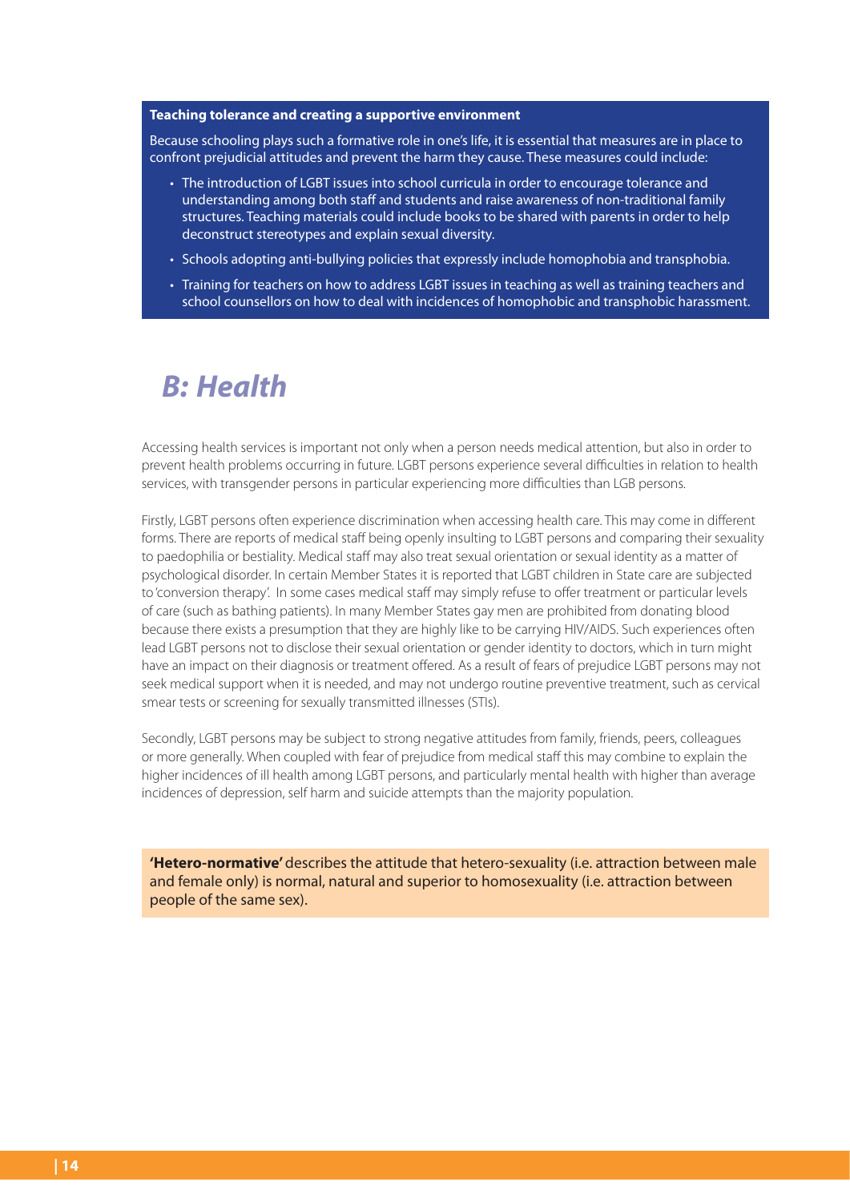**Teaching tolerance and creating a supportive environment**

Because schooling plays such a formative role in one's life, it is essential that measures are in place to confront prejudicial attitudes and prevent the harm they cause. These measures could include:

- The introduction of LGBT issues into school curricula in order to encourage tolerance and understanding among both staff and students and raise awareness of non-traditional family structures. Teaching materials could include books to be shared with parents in order to help deconstruct stereotypes and explain sexual diversity.
- Schools adopting anti-bullying policies that expressly include homophobia and transphobia.
- Training for teachers on how to address LGBT issues in teaching as well as training teachers and school counsellors on how to deal with incidences of homophobic and transphobic harassment.

## *B: Health*

Accessing health services is important not only when a person needs medical attention, but also in order to prevent health problems occurring in future. LGBT persons experience several difficulties in relation to health services, with transgender persons in particular experiencing more difficulties than LGB persons.

Firstly, LGBT persons often experience discrimination when accessing health care. This may come in different forms. There are reports of medical staff being openly insulting to LGBT persons and comparing their sexuality to paedophilia or bestiality. Medical staff may also treat sexual orientation or sexual identity as a matter of psychological disorder. In certain Member States it is reported that LGBT children in State care are subjected to 'conversion therapy'. In some cases medical staff may simply refuse to offer treatment or particular levels of care (such as bathing patients). In many Member States gay men are prohibited from donating blood because there exists a presumption that they are highly like to be carrying HIV/AIDS. Such experiences often lead LGBT persons not to disclose their sexual orientation or gender identity to doctors, which in turn might have an impact on their diagnosis or treatment offered. As a result of fears of prejudice LGBT persons may not seek medical support when it is needed, and may not undergo routine preventive treatment, such as cervical smear tests or screening for sexually transmitted illnesses (STIs).

Secondly, LGBT persons may be subject to strong negative attitudes from family, friends, peers, colleagues or more generally. When coupled with fear of prejudice from medical staff this may combine to explain the higher incidences of ill health among LGBT persons, and particularly mental health with higher than average incidences of depression, self harm and suicide attempts than the majority population.

**'Hetero-normative'** describes the attitude that hetero-sexuality (i.e. attraction between male and female only) is normal, natural and superior to homosexuality (i.e. attraction between people of the same sex).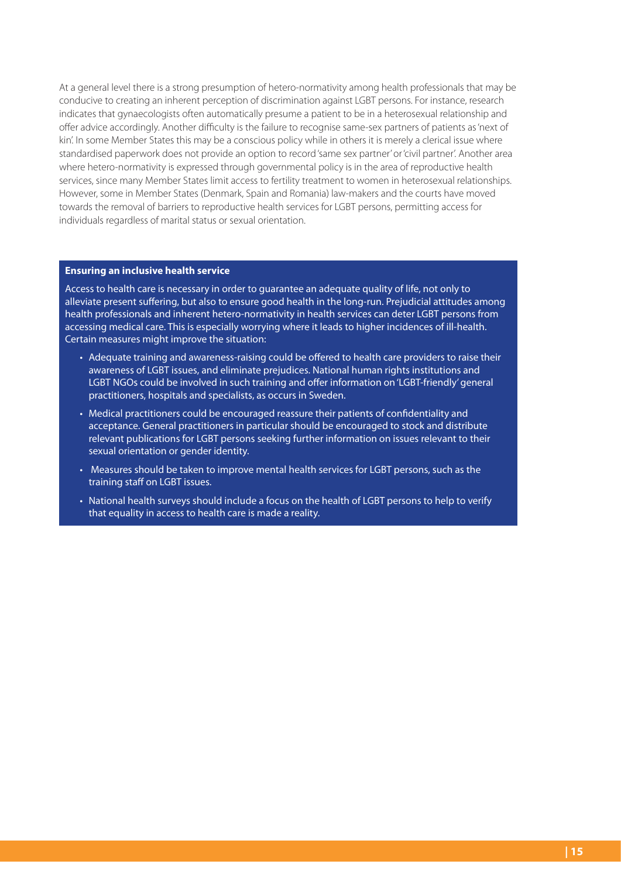At a general level there is a strong presumption of hetero-normativity among health professionals that may be conducive to creating an inherent perception of discrimination against LGBT persons. For instance, research indicates that gynaecologists often automatically presume a patient to be in a heterosexual relationship and offer advice accordingly. Another difficulty is the failure to recognise same-sex partners of patients as 'next of kin'. In some Member States this may be a conscious policy while in others it is merely a clerical issue where standardised paperwork does not provide an option to record 'same sex partner' or 'civil partner'. Another area where hetero-normativity is expressed through governmental policy is in the area of reproductive health services, since many Member States limit access to fertility treatment to women in heterosexual relationships. However, some in Member States (Denmark, Spain and Romania) law-makers and the courts have moved towards the removal of barriers to reproductive health services for LGBT persons, permitting access for individuals regardless of marital status or sexual orientation.

**Ensuring an inclusive health service**

Access to health care is necessary in order to guarantee an adequate quality of life, not only to alleviate present suffering, but also to ensure good health in the long-run. Prejudicial attitudes among health professionals and inherent hetero-normativity in health services can deter LGBT persons from accessing medical care. This is especially worrying where it leads to higher incidences of ill-health. Certain measures might improve the situation:

- Adequate training and awareness-raising could be offered to health care providers to raise their awareness of LGBT issues, and eliminate prejudices. National human rights institutions and LGBT NGOs could be involved in such training and offer information on 'LGBT-friendly' general practitioners, hospitals and specialists, as occurs in Sweden.
- Medical practitioners could be encouraged reassure their patients of confidentiality and acceptance. General practitioners in particular should be encouraged to stock and distribute relevant publications for LGBT persons seeking further information on issues relevant to their sexual orientation or gender identity.
- Measures should be taken to improve mental health services for LGBT persons, such as the training staff on LGBT issues.
- National health surveys should include a focus on the health of LGBT persons to help to verify that equality in access to health care is made a reality.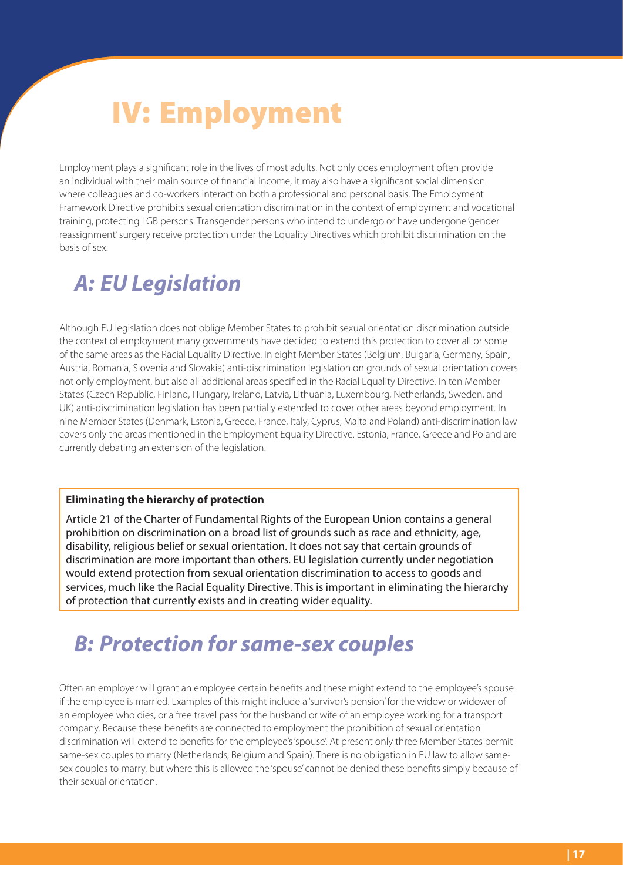# IV: Employment

Employment plays a significant role in the lives of most adults. Not only does employment often provide an individual with their main source of financial income, it may also have a significant social dimension where colleagues and co-workers interact on both a professional and personal basis. The Employment Framework Directive prohibits sexual orientation discrimination in the context of employment and vocational training, protecting LGB persons. Transgender persons who intend to undergo or have undergone 'gender reassignment' surgery receive protection under the Equality Directives which prohibit discrimination on the basis of sex.

## *A: EU Legislation*

Although EU legislation does not oblige Member States to prohibit sexual orientation discrimination outside the context of employment many governments have decided to extend this protection to cover all or some of the same areas as the Racial Equality Directive. In eight Member States (Belgium, Bulgaria, Germany, Spain, Austria, Romania, Slovenia and Slovakia) anti-discrimination legislation on grounds of sexual orientation covers not only employment, but also all additional areas specified in the Racial Equality Directive. In ten Member States (Czech Republic, Finland, Hungary, Ireland, Latvia, Lithuania, Luxembourg, Netherlands, Sweden, and UK) anti-discrimination legislation has been partially extended to cover other areas beyond employment. In nine Member States (Denmark, Estonia, Greece, France, Italy, Cyprus, Malta and Poland) anti-discrimination law covers only the areas mentioned in the Employment Equality Directive. Estonia, France, Greece and Poland are currently debating an extension of the legislation.

**Eliminating the hierarchy of protection**

Article 21 of the Charter of Fundamental Rights of the European Union contains a general prohibition on discrimination on a broad list of grounds such as race and ethnicity, age, disability, religious belief or sexual orientation. It does not say that certain grounds of discrimination are more important than others. EU legislation currently under negotiation would extend protection from sexual orientation discrimination to access to goods and services, much like the Racial Equality Directive. This is important in eliminating the hierarchy of protection that currently exists and in creating wider equality.

## *B: Protection for same-sex couples*

Often an employer will grant an employee certain benefits and these might extend to the employee's spouse if the employee is married. Examples of this might include a 'survivor's pension' for the widow or widower of an employee who dies, or a free travel pass for the husband or wife of an employee working for a transport company. Because these benefits are connected to employment the prohibition of sexual orientation discrimination will extend to benefits for the employee's 'spouse'. At present only three Member States permit same-sex couples to marry (Netherlands, Belgium and Spain). There is no obligation in EU law to allow same-sex couples to marry, but where this is allowed the 'spouse' cannot be denied these benefits simply because of their sexual orientation.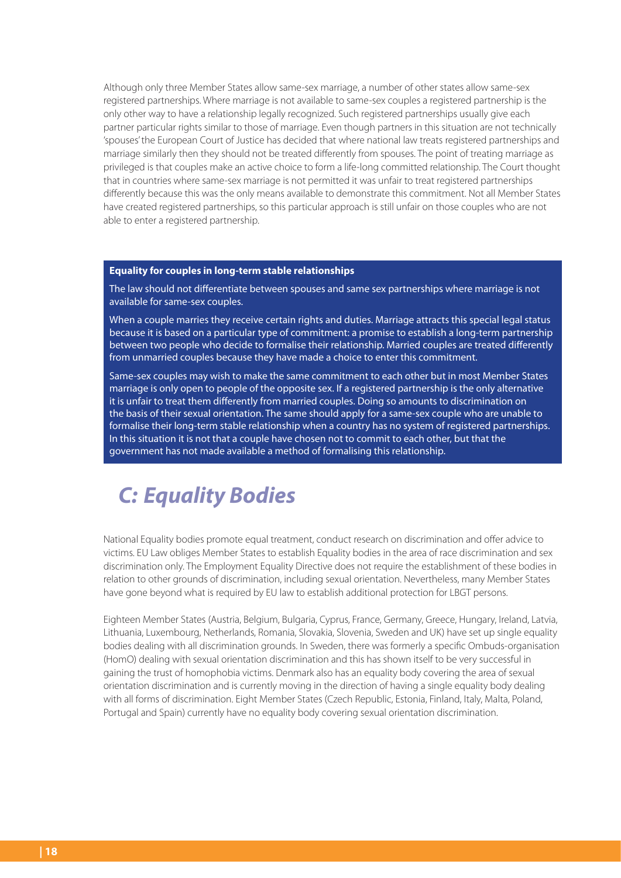Although only three Member States allow same-sex marriage, a number of other states allow same-sex registered partnerships. Where marriage is not available to same-sex couples a registered partnership is the only other way to have a relationship legally recognized. Such registered partnerships usually give each partner particular rights similar to those of marriage. Even though partners in this situation are not technically 'spouses' the European Court of Justice has decided that where national law treats registered partnerships and marriage similarly then they should not be treated differently from spouses. The point of treating marriage as privileged is that couples make an active choice to form a life-long committed relationship. The Court thought that in countries where same-sex marriage is not permitted it was unfair to treat registered partnerships differently because this was the only means available to demonstrate this commitment. Not all Member States have created registered partnerships, so this particular approach is still unfair on those couples who are not able to enter a registered partnership.

**Equality for couples in long-term stable relationships**

The law should not differentiate between spouses and same sex partnerships where marriage is not available for same-sex couples.

When a couple marries they receive certain rights and duties. Marriage attracts this special legal status because it is based on a particular type of commitment: a promise to establish a long-term partnership between two people who decide to formalise their relationship. Married couples are treated differently from unmarried couples because they have made a choice to enter this commitment.

Same-sex couples may wish to make the same commitment to each other but in most Member States marriage is only open to people of the opposite sex. If a registered partnership is the only alternative it is unfair to treat them differently from married couples. Doing so amounts to discrimination on the basis of their sexual orientation. The same should apply for a same-sex couple who are unable to formalise their long-term stable relationship when a country has no system of registered partnerships. In this situation it is not that a couple have chosen not to commit to each other, but that the government has not made available a method of formalising this relationship.

## *C: Equality Bodies*

National Equality bodies promote equal treatment, conduct research on discrimination and offer advice to victims. EU Law obliges Member States to establish Equality bodies in the area of race discrimination and sex discrimination only. The Employment Equality Directive does not require the establishment of these bodies in relation to other grounds of discrimination, including sexual orientation. Nevertheless, many Member States have gone beyond what is required by EU law to establish additional protection for LBGT persons.

Eighteen Member States (Austria, Belgium, Bulgaria, Cyprus, France, Germany, Greece, Hungary, Ireland, Latvia, Lithuania, Luxembourg, Netherlands, Romania, Slovakia, Slovenia, Sweden and UK) have set up single equality bodies dealing with all discrimination grounds. In Sweden, there was formerly a specific Ombuds-organisation (HomO) dealing with sexual orientation discrimination and this has shown itself to be very successful in gaining the trust of homophobia victims. Denmark also has an equality body covering the area of sexual orientation discrimination and is currently moving in the direction of having a single equality body dealing with all forms of discrimination. Eight Member States (Czech Republic, Estonia, Finland, Italy, Malta, Poland, Portugal and Spain) currently have no equality body covering sexual orientation discrimination.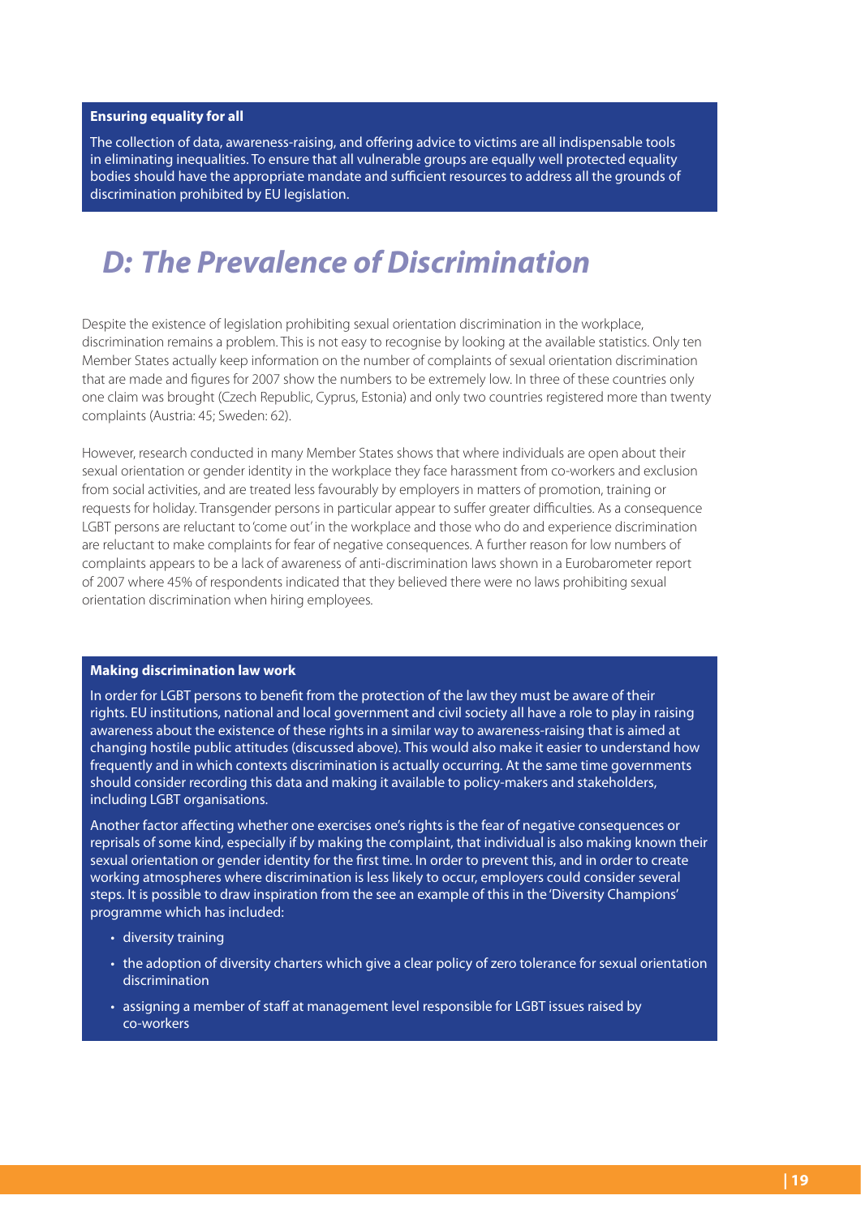**Ensuring equality for all**

The collection of data, awareness-raising, and offering advice to victims are all indispensable tools in eliminating inequalities. To ensure that all vulnerable groups are equally well protected equality bodies should have the appropriate mandate and sufficient resources to address all the grounds of discrimination prohibited by EU legislation.

## *D: The Prevalence of Discrimination*

Despite the existence of legislation prohibiting sexual orientation discrimination in the workplace, discrimination remains a problem. This is not easy to recognise by looking at the available statistics. Only ten Member States actually keep information on the number of complaints of sexual orientation discrimination that are made and figures for 2007 show the numbers to be extremely low. In three of these countries only one claim was brought (Czech Republic, Cyprus, Estonia) and only two countries registered more than twenty complaints (Austria: 45; Sweden: 62).

However, research conducted in many Member States shows that where individuals are open about their sexual orientation or gender identity in the workplace they face harassment from co-workers and exclusion from social activities, and are treated less favourably by employers in matters of promotion, training or requests for holiday. Transgender persons in particular appear to suffer greater difficulties. As a consequence LGBT persons are reluctant to 'come out' in the workplace and those who do and experience discrimination are reluctant to make complaints for fear of negative consequences. A further reason for low numbers of complaints appears to be a lack of awareness of anti-discrimination laws shown in a Eurobarometer report of 2007 where 45% of respondents indicated that they believed there were no laws prohibiting sexual orientation discrimination when hiring employees.

**Making discrimination law work**

In order for LGBT persons to benefit from the protection of the law they must be aware of their rights. EU institutions, national and local government and civil society all have a role to play in raising awareness about the existence of these rights in a similar way to awareness-raising that is aimed at changing hostile public attitudes (discussed above). This would also make it easier to understand how frequently and in which contexts discrimination is actually occurring. At the same time governments should consider recording this data and making it available to policy-makers and stakeholders, including LGBT organisations.

Another factor affecting whether one exercises one's rights is the fear of negative consequences or reprisals of some kind, especially if by making the complaint, that individual is also making known their sexual orientation or gender identity for the first time. In order to prevent this, and in order to create working atmospheres where discrimination is less likely to occur, employers could consider several steps. It is possible to draw inspiration from the see an example of this in the 'Diversity Champions' programme which has included:

- diversity training
- the adoption of diversity charters which give a clear policy of zero tolerance for sexual orientation discrimination
- assigning a member of staff at management level responsible for LGBT issues raised by co-workers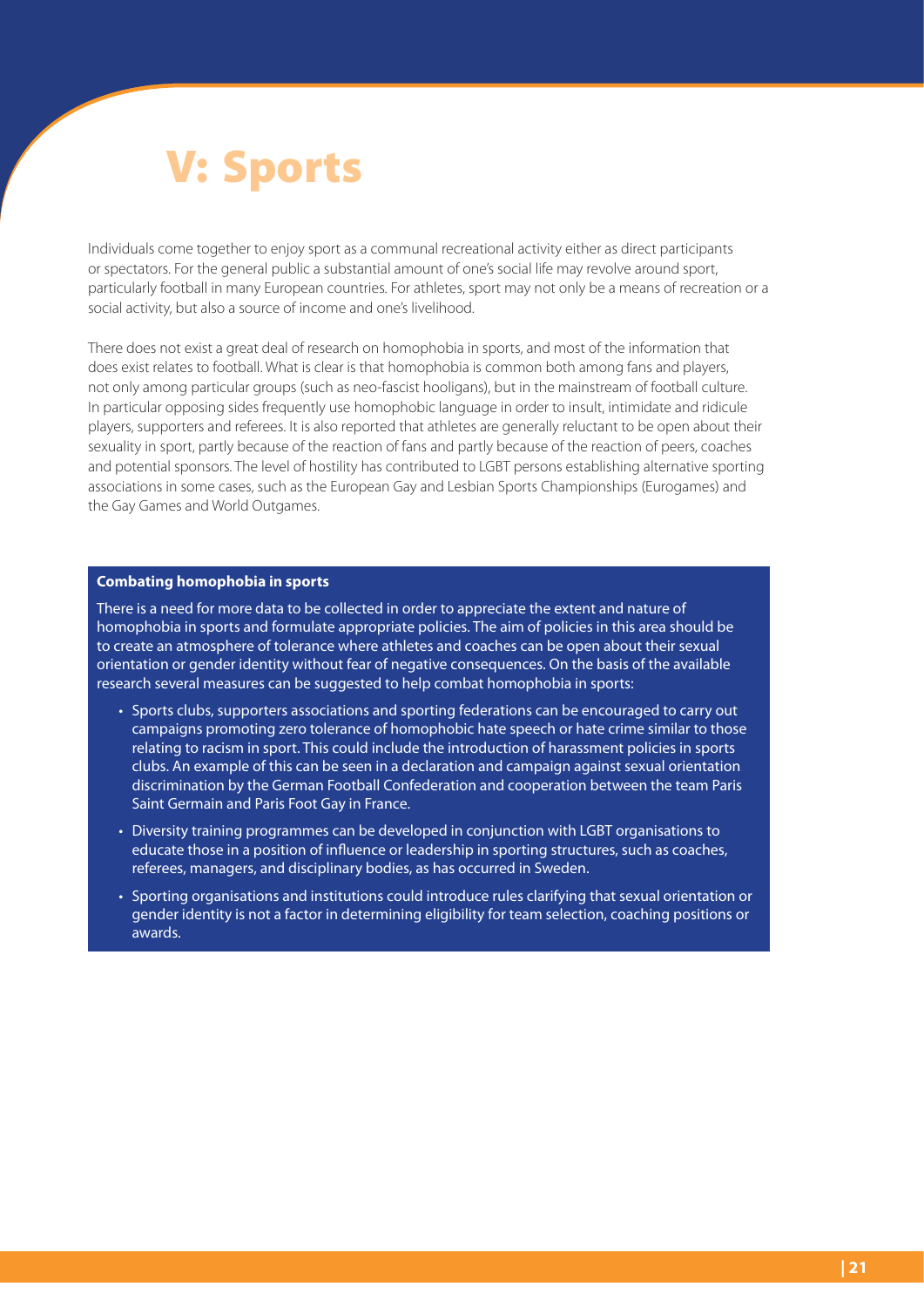# V: Sports

Individuals come together to enjoy sport as a communal recreational activity either as direct participants or spectators. For the general public a substantial amount of one's social life may revolve around sport, particularly football in many European countries. For athletes, sport may not only be a means of recreation or a social activity, but also a source of income and one's livelihood.

There does not exist a great deal of research on homophobia in sports, and most of the information that does exist relates to football. What is clear is that homophobia is common both among fans and players, not only among particular groups (such as neo-fascist hooligans), but in the mainstream of football culture. In particular opposing sides frequently use homophobic language in order to insult, intimidate and ridicule players, supporters and referees. It is also reported that athletes are generally reluctant to be open about their sexuality in sport, partly because of the reaction of fans and partly because of the reaction of peers, coaches and potential sponsors. The level of hostility has contributed to LGBT persons establishing alternative sporting associations in some cases, such as the European Gay and Lesbian Sports Championships (Eurogames) and the Gay Games and World Outgames.

**Combating homophobia in sports**

There is a need for more data to be collected in order to appreciate the extent and nature of homophobia in sports and formulate appropriate policies. The aim of policies in this area should be to create an atmosphere of tolerance where athletes and coaches can be open about their sexual orientation or gender identity without fear of negative consequences. On the basis of the available research several measures can be suggested to help combat homophobia in sports:

- Sports clubs, supporters associations and sporting federations can be encouraged to carry out campaigns promoting zero tolerance of homophobic hate speech or hate crime similar to those relating to racism in sport. This could include the introduction of harassment policies in sports clubs. An example of this can be seen in a declaration and campaign against sexual orientation discrimination by the German Football Confederation and cooperation between the team Paris Saint Germain and Paris Foot Gay in France.
- Diversity training programmes can be developed in conjunction with LGBT organisations to educate those in a position of influence or leadership in sporting structures, such as coaches, referees, managers, and disciplinary bodies, as has occurred in Sweden.
- Sporting organisations and institutions could introduce rules clarifying that sexual orientation or gender identity is not a factor in determining eligibility for team selection, coaching positions or awards.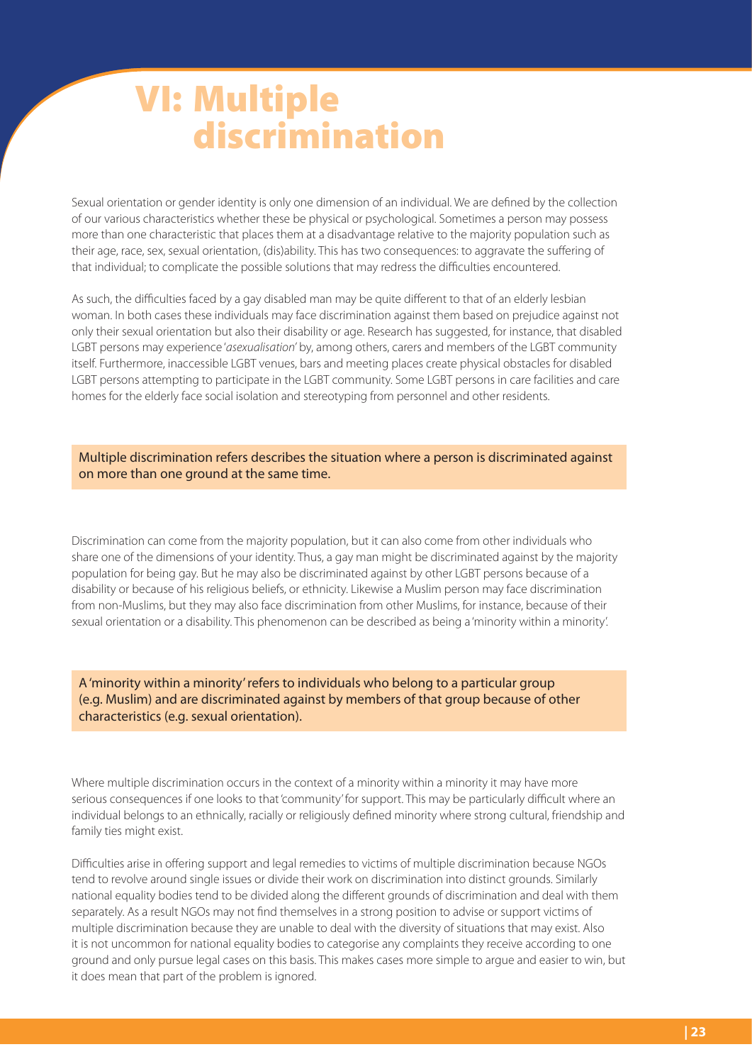# VI: Multiple discrimination

Sexual orientation or gender identity is only one dimension of an individual. We are defined by the collection of our various characteristics whether these be physical or psychological. Sometimes a person may possess more than one characteristic that places them at a disadvantage relative to the majority population such as their age, race, sex, sexual orientation, (dis)ability. This has two consequences: to aggravate the suffering of that individual; to complicate the possible solutions that may redress the difficulties encountered.

As such, the difficulties faced by a gay disabled man may be quite different to that of an elderly lesbian woman. In both cases these individuals may face discrimination against them based on prejudice against not only their sexual orientation but also their disability or age. Research has suggested, for instance, that disabled LGBT persons may experience '*asexualisation*' by, among others, carers and members of the LGBT community itself. Furthermore, inaccessible LGBT venues, bars and meeting places create physical obstacles for disabled LGBT persons attempting to participate in the LGBT community. Some LGBT persons in care facilities and care homes for the elderly face social isolation and stereotyping from personnel and other residents.

> Multiple discrimination refers describes the situation where a person is discriminated against on more than one ground at the same time.

Discrimination can come from the majority population, but it can also come from other individuals who share one of the dimensions of your identity. Thus, a gay man might be discriminated against by the majority population for being gay. But he may also be discriminated against by other LGBT persons because of a disability or because of his religious beliefs, or ethnicity. Likewise a Muslim person may face discrimination from non-Muslims, but they may also face discrimination from other Muslims, for instance, because of their sexual orientation or a disability. This phenomenon can be described as being a 'minority within a minority'.

> A 'minority within a minority' refers to individuals who belong to a particular group (e.g. Muslim) and are discriminated against by members of that group because of other characteristics (e.g. sexual orientation).

Where multiple discrimination occurs in the context of a minority within a minority it may have more serious consequences if one looks to that 'community' for support. This may be particularly difficult where an individual belongs to an ethnically, racially or religiously defined minority where strong cultural, friendship and family ties might exist.

Difficulties arise in offering support and legal remedies to victims of multiple discrimination because NGOs tend to revolve around single issues or divide their work on discrimination into distinct grounds. Similarly national equality bodies tend to be divided along the different grounds of discrimination and deal with them separately. As a result NGOs may not find themselves in a strong position to advise or support victims of multiple discrimination because they are unable to deal with the diversity of situations that may exist. Also it is not uncommon for national equality bodies to categorise any complaints they receive according to one ground and only pursue legal cases on this basis. This makes cases more simple to argue and easier to win, but it does mean that part of the problem is ignored.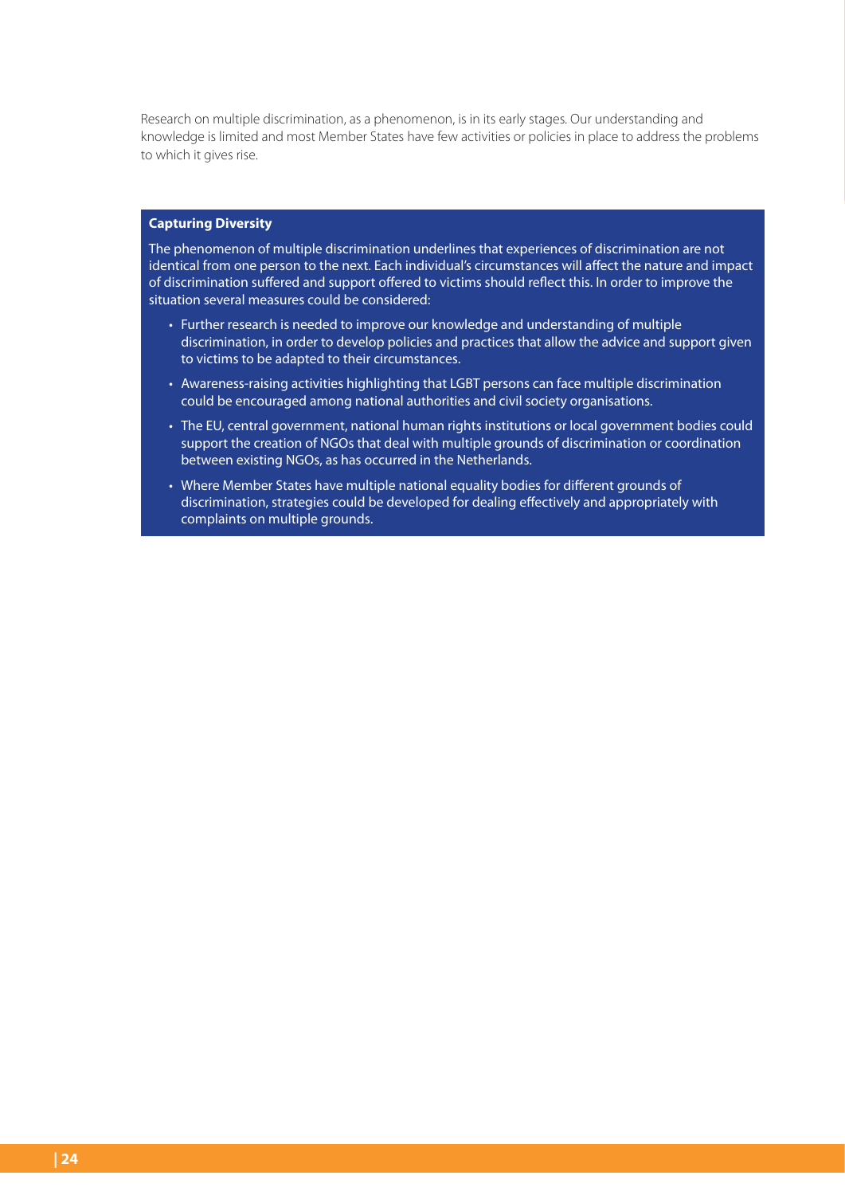Research on multiple discrimination, as a phenomenon, is in its early stages. Our understanding and knowledge is limited and most Member States have few activities or policies in place to address the problems to which it gives rise.

**Capturing Diversity**

The phenomenon of multiple discrimination underlines that experiences of discrimination are not identical from one person to the next. Each individual's circumstances will affect the nature and impact of discrimination suffered and support offered to victims should reflect this. In order to improve the situation several measures could be considered:

- Further research is needed to improve our knowledge and understanding of multiple discrimination, in order to develop policies and practices that allow the advice and support given to victims to be adapted to their circumstances.
- Awareness-raising activities highlighting that LGBT persons can face multiple discrimination could be encouraged among national authorities and civil society organisations.
- The EU, central government, national human rights institutions or local government bodies could support the creation of NGOs that deal with multiple grounds of discrimination or coordination between existing NGOs, as has occurred in the Netherlands.
- Where Member States have multiple national equality bodies for different grounds of discrimination, strategies could be developed for dealing effectively and appropriately with complaints on multiple grounds.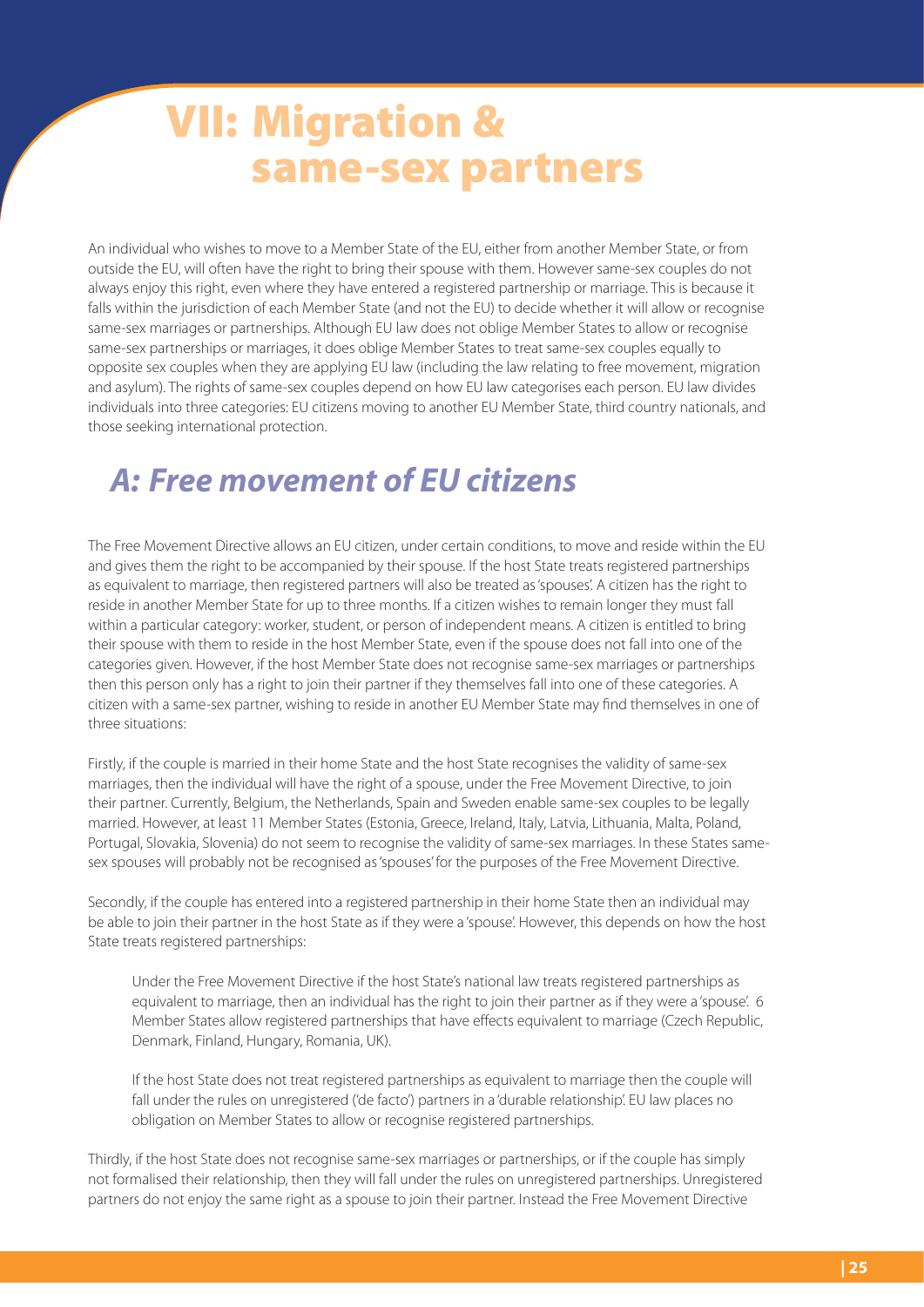# VII: Migration & same-sex partners

An individual who wishes to move to a Member State of the EU, either from another Member State, or from outside the EU, will often have the right to bring their spouse with them. However same-sex couples do not always enjoy this right, even where they have entered a registered partnership or marriage. This is because it falls within the jurisdiction of each Member State (and not the EU) to decide whether it will allow or recognise same-sex marriages or partnerships. Although EU law does not oblige Member States to allow or recognise same-sex partnerships or marriages, it does oblige Member States to treat same-sex couples equally to opposite sex couples when they are applying EU law (including the law relating to free movement, migration and asylum). The rights of same-sex couples depend on how EU law categorises each person. EU law divides individuals into three categories: EU citizens moving to another EU Member State, third country nationals, and those seeking international protection.

## *A: Free movement of EU citizens*

The Free Movement Directive allows an EU citizen, under certain conditions, to move and reside within the EU and gives them the right to be accompanied by their spouse. If the host State treats registered partnerships as equivalent to marriage, then registered partners will also be treated as 'spouses'. A citizen has the right to reside in another Member State for up to three months. If a citizen wishes to remain longer they must fall within a particular category: worker, student, or person of independent means. A citizen is entitled to bring their spouse with them to reside in the host Member State, even if the spouse does not fall into one of the categories given. However, if the host Member State does not recognise same-sex marriages or partnerships then this person only has a right to join their partner if they themselves fall into one of these categories. A citizen with a same-sex partner, wishing to reside in another EU Member State may find themselves in one of three situations:

Firstly, if the couple is married in their home State and the host State recognises the validity of same-sex marriages, then the individual will have the right of a spouse, under the Free Movement Directive, to join their partner. Currently, Belgium, the Netherlands, Spain and Sweden enable same-sex couples to be legally married. However, at least 11 Member States (Estonia, Greece, Ireland, Italy, Latvia, Lithuania, Malta, Poland, Portugal, Slovakia, Slovenia) do not seem to recognise the validity of same-sex marriages. In these States same-sex spouses will probably not be recognised as 'spouses' for the purposes of the Free Movement Directive.

Secondly, if the couple has entered into a registered partnership in their home State then an individual may be able to join their partner in the host State as if they were a 'spouse'. However, this depends on how the host State treats registered partnerships:

> Under the Free Movement Directive if the host State's national law treats registered partnerships as equivalent to marriage, then an individual has the right to join their partner as if they were a 'spouse'. 6 Member States allow registered partnerships that have effects equivalent to marriage (Czech Republic, Denmark, Finland, Hungary, Romania, UK).
>
> If the host State does not treat registered partnerships as equivalent to marriage then the couple will fall under the rules on unregistered ('de facto') partners in a 'durable relationship'. EU law places no obligation on Member States to allow or recognise registered partnerships.

Thirdly, if the host State does not recognise same-sex marriages or partnerships, or if the couple has simply not formalised their relationship, then they will fall under the rules on unregistered partnerships. Unregistered partners do not enjoy the same right as a spouse to join their partner. Instead the Free Movement Directive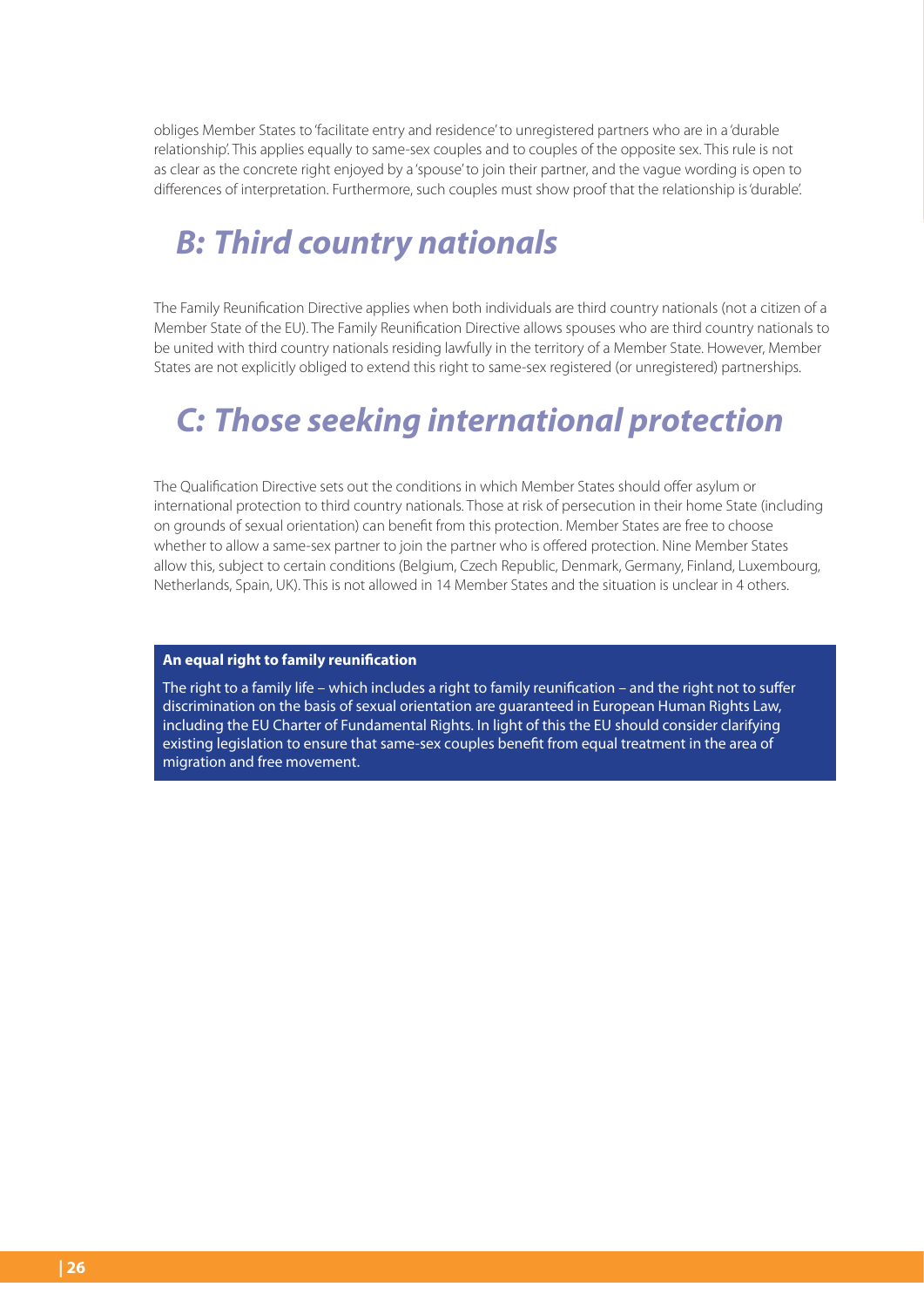obliges Member States to 'facilitate entry and residence' to unregistered partners who are in a 'durable relationship'. This applies equally to same-sex couples and to couples of the opposite sex. This rule is not as clear as the concrete right enjoyed by a 'spouse' to join their partner, and the vague wording is open to differences of interpretation. Furthermore, such couples must show proof that the relationship is 'durable'.

## *B: Third country nationals*

The Family Reunification Directive applies when both individuals are third country nationals (not a citizen of a Member State of the EU). The Family Reunification Directive allows spouses who are third country nationals to be united with third country nationals residing lawfully in the territory of a Member State. However, Member States are not explicitly obliged to extend this right to same-sex registered (or unregistered) partnerships.

## *C: Those seeking international protection*

The Qualification Directive sets out the conditions in which Member States should offer asylum or international protection to third country nationals. Those at risk of persecution in their home State (including on grounds of sexual orientation) can benefit from this protection. Member States are free to choose whether to allow a same-sex partner to join the partner who is offered protection. Nine Member States allow this, subject to certain conditions (Belgium, Czech Republic, Denmark, Germany, Finland, Luxembourg, Netherlands, Spain, UK). This is not allowed in 14 Member States and the situation is unclear in 4 others.

**An equal right to family reunification**

The right to a family life – which includes a right to family reunification – and the right not to suffer discrimination on the basis of sexual orientation are guaranteed in European Human Rights Law, including the EU Charter of Fundamental Rights. In light of this the EU should consider clarifying existing legislation to ensure that same-sex couples benefit from equal treatment in the area of migration and free movement.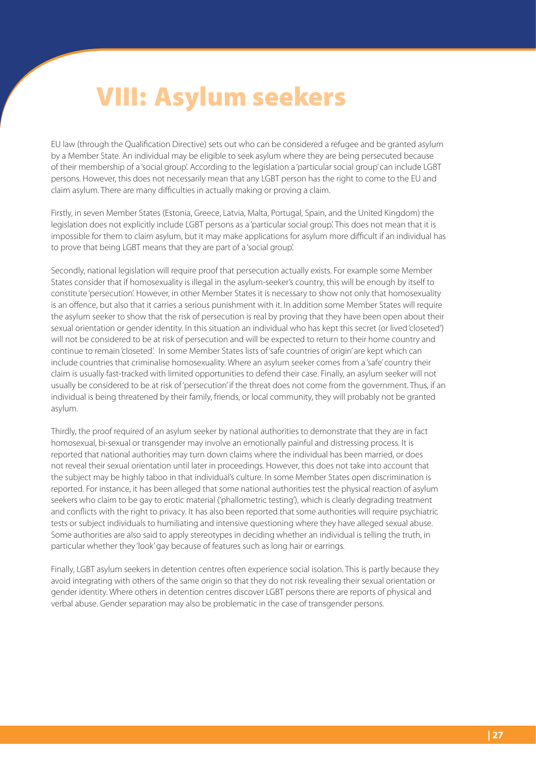# VIII: Asylum seekers

EU law (through the Qualification Directive) sets out who can be considered a refugee and be granted asylum by a Member State. An individual may be eligible to seek asylum where they are being persecuted because of their membership of a 'social group'. According to the legislation a 'particular social group' can include LGBT persons. However, this does not necessarily mean that any LGBT person has the right to come to the EU and claim asylum. There are many difficulties in actually making or proving a claim.

Firstly, in seven Member States (Estonia, Greece, Latvia, Malta, Portugal, Spain, and the United Kingdom) the legislation does not explicitly include LGBT persons as a 'particular social group'. This does not mean that it is impossible for them to claim asylum, but it may make applications for asylum more difficult if an individual has to prove that being LGBT means that they are part of a 'social group'.

Secondly, national legislation will require proof that persecution actually exists. For example some Member States consider that if homosexuality is illegal in the asylum-seeker's country, this will be enough by itself to constitute 'persecution'. However, in other Member States it is necessary to show not only that homosexuality is an offence, but also that it carries a serious punishment with it. In addition some Member States will require the asylum seeker to show that the risk of persecution is real by proving that they have been open about their sexual orientation or gender identity. In this situation an individual who has kept this secret (or lived 'closeted') will not be considered to be at risk of persecution and will be expected to return to their home country and continue to remain 'closeted'. In some Member States lists of 'safe countries of origin' are kept which can include countries that criminalise homosexuality. Where an asylum seeker comes from a 'safe' country their claim is usually fast-tracked with limited opportunities to defend their case. Finally, an asylum seeker will not usually be considered to be at risk of 'persecution' if the threat does not come from the government. Thus, if an individual is being threatened by their family, friends, or local community, they will probably not be granted asylum.

Thirdly, the proof required of an asylum seeker by national authorities to demonstrate that they are in fact homosexual, bi-sexual or transgender may involve an emotionally painful and distressing process. It is reported that national authorities may turn down claims where the individual has been married, or does not reveal their sexual orientation until later in proceedings. However, this does not take into account that the subject may be highly taboo in that individual's culture. In some Member States open discrimination is reported. For instance, it has been alleged that some national authorities test the physical reaction of asylum seekers who claim to be gay to erotic material ('phallometric testing'), which is clearly degrading treatment and conflicts with the right to privacy. It has also been reported that some authorities will require psychiatric tests or subject individuals to humiliating and intensive questioning where they have alleged sexual abuse. Some authorities are also said to apply stereotypes in deciding whether an individual is telling the truth, in particular whether they 'look' gay because of features such as long hair or earrings.

Finally, LGBT asylum seekers in detention centres often experience social isolation. This is partly because they avoid integrating with others of the same origin so that they do not risk revealing their sexual orientation or gender identity. Where others in detention centres discover LGBT persons there are reports of physical and verbal abuse. Gender separation may also be problematic in the case of transgender persons.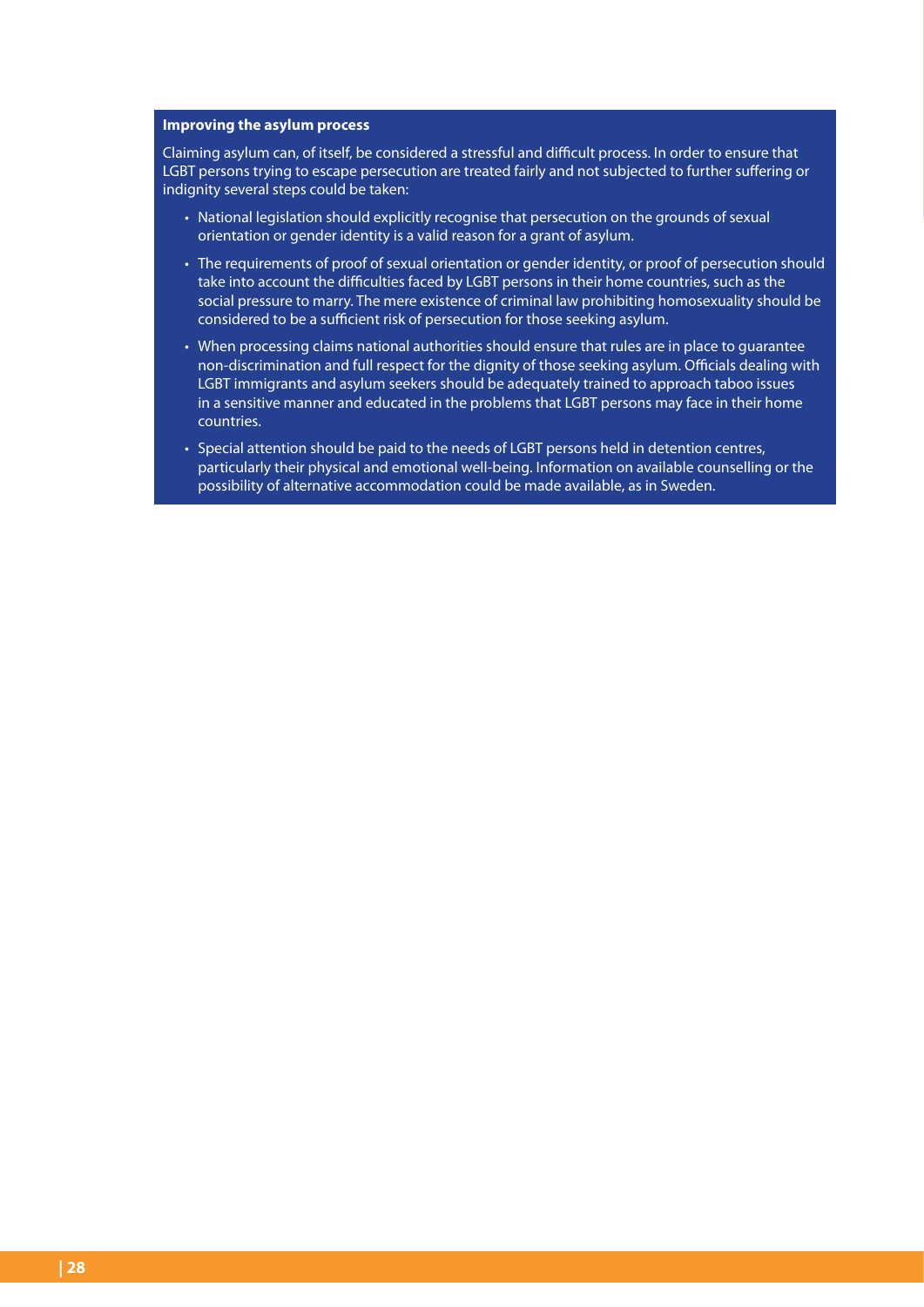### Improving the asylum process

Claiming asylum can, of itself, be considered a stressful and difficult process. In order to ensure that LGBT persons trying to escape persecution are treated fairly and not subjected to further suffering or indignity several steps could be taken:

- National legislation should explicitly recognise that persecution on the grounds of sexual orientation or gender identity is a valid reason for a grant of asylum.
- The requirements of proof of sexual orientation or gender identity, or proof of persecution should take into account the difficulties faced by LGBT persons in their home countries, such as the social pressure to marry. The mere existence of criminal law prohibiting homosexuality should be considered to be a sufficient risk of persecution for those seeking asylum.
- When processing claims national authorities should ensure that rules are in place to guarantee non-discrimination and full respect for the dignity of those seeking asylum. Officials dealing with LGBT immigrants and asylum seekers should be adequately trained to approach taboo issues in a sensitive manner and educated in the problems that LGBT persons may face in their home countries.
- Special attention should be paid to the needs of LGBT persons held in detention centres, particularly their physical and emotional well-being. Information on available counselling or the possibility of alternative accommodation could be made available, as in Sweden.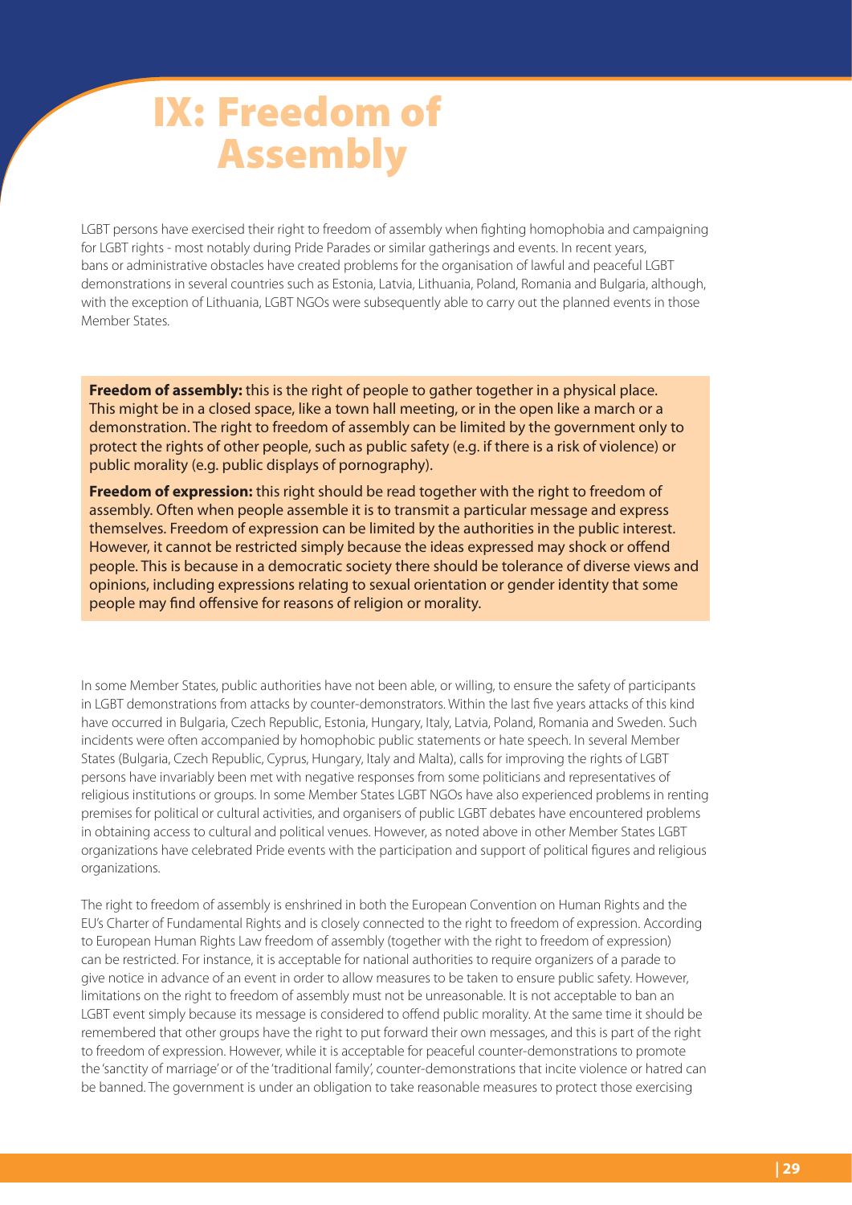# IX: Freedom of Assembly

LGBT persons have exercised their right to freedom of assembly when fighting homophobia and campaigning for LGBT rights - most notably during Pride Parades or similar gatherings and events. In recent years, bans or administrative obstacles have created problems for the organisation of lawful and peaceful LGBT demonstrations in several countries such as Estonia, Latvia, Lithuania, Poland, Romania and Bulgaria, although, with the exception of Lithuania, LGBT NGOs were subsequently able to carry out the planned events in those Member States.

**Freedom of assembly:** this is the right of people to gather together in a physical place. This might be in a closed space, like a town hall meeting, or in the open like a march or a demonstration. The right to freedom of assembly can be limited by the government only to protect the rights of other people, such as public safety (e.g. if there is a risk of violence) or public morality (e.g. public displays of pornography).

**Freedom of expression:** this right should be read together with the right to freedom of assembly. Often when people assemble it is to transmit a particular message and express themselves. Freedom of expression can be limited by the authorities in the public interest. However, it cannot be restricted simply because the ideas expressed may shock or offend people. This is because in a democratic society there should be tolerance of diverse views and opinions, including expressions relating to sexual orientation or gender identity that some people may find offensive for reasons of religion or morality.

In some Member States, public authorities have not been able, or willing, to ensure the safety of participants in LGBT demonstrations from attacks by counter-demonstrators. Within the last five years attacks of this kind have occurred in Bulgaria, Czech Republic, Estonia, Hungary, Italy, Latvia, Poland, Romania and Sweden. Such incidents were often accompanied by homophobic public statements or hate speech. In several Member States (Bulgaria, Czech Republic, Cyprus, Hungary, Italy and Malta), calls for improving the rights of LGBT persons have invariably been met with negative responses from some politicians and representatives of religious institutions or groups. In some Member States LGBT NGOs have also experienced problems in renting premises for political or cultural activities, and organisers of public LGBT debates have encountered problems in obtaining access to cultural and political venues. However, as noted above in other Member States LGBT organizations have celebrated Pride events with the participation and support of political figures and religious organizations.

The right to freedom of assembly is enshrined in both the European Convention on Human Rights and the EU's Charter of Fundamental Rights and is closely connected to the right to freedom of expression. According to European Human Rights Law freedom of assembly (together with the right to freedom of expression) can be restricted. For instance, it is acceptable for national authorities to require organizers of a parade to give notice in advance of an event in order to allow measures to be taken to ensure public safety. However, limitations on the right to freedom of assembly must not be unreasonable. It is not acceptable to ban an LGBT event simply because its message is considered to offend public morality. At the same time it should be remembered that other groups have the right to put forward their own messages, and this is part of the right to freedom of expression. However, while it is acceptable for peaceful counter-demonstrations to promote the 'sanctity of marriage' or of the 'traditional family', counter-demonstrations that incite violence or hatred can be banned. The government is under an obligation to take reasonable measures to protect those exercising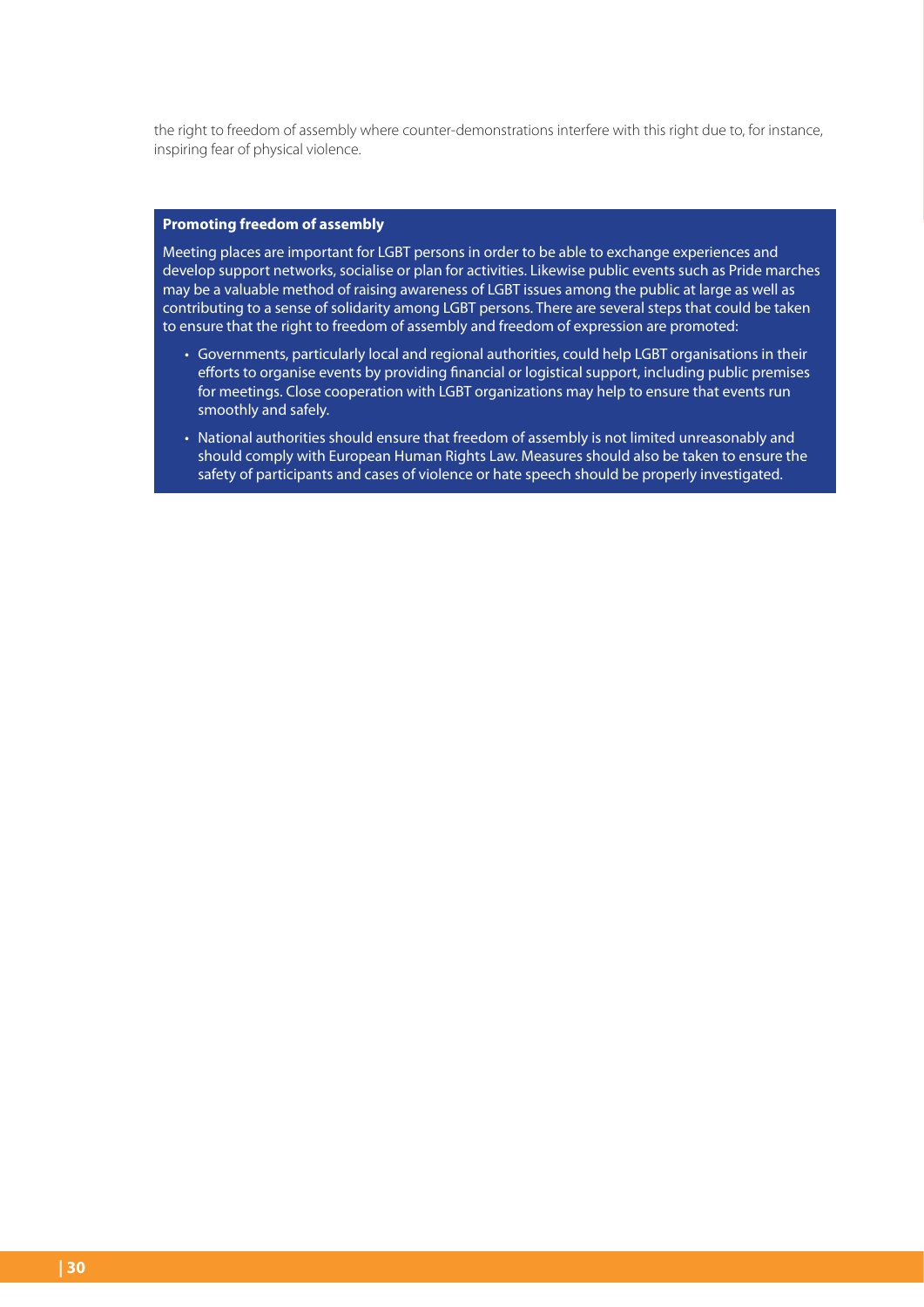the right to freedom of assembly where counter-demonstrations interfere with this right due to, for instance, inspiring fear of physical violence.

**Promoting freedom of assembly**

Meeting places are important for LGBT persons in order to be able to exchange experiences and develop support networks, socialise or plan for activities. Likewise public events such as Pride marches may be a valuable method of raising awareness of LGBT issues among the public at large as well as contributing to a sense of solidarity among LGBT persons. There are several steps that could be taken to ensure that the right to freedom of assembly and freedom of expression are promoted:

- Governments, particularly local and regional authorities, could help LGBT organisations in their efforts to organise events by providing financial or logistical support, including public premises for meetings. Close cooperation with LGBT organizations may help to ensure that events run smoothly and safely.
- National authorities should ensure that freedom of assembly is not limited unreasonably and should comply with European Human Rights Law. Measures should also be taken to ensure the safety of participants and cases of violence or hate speech should be properly investigated.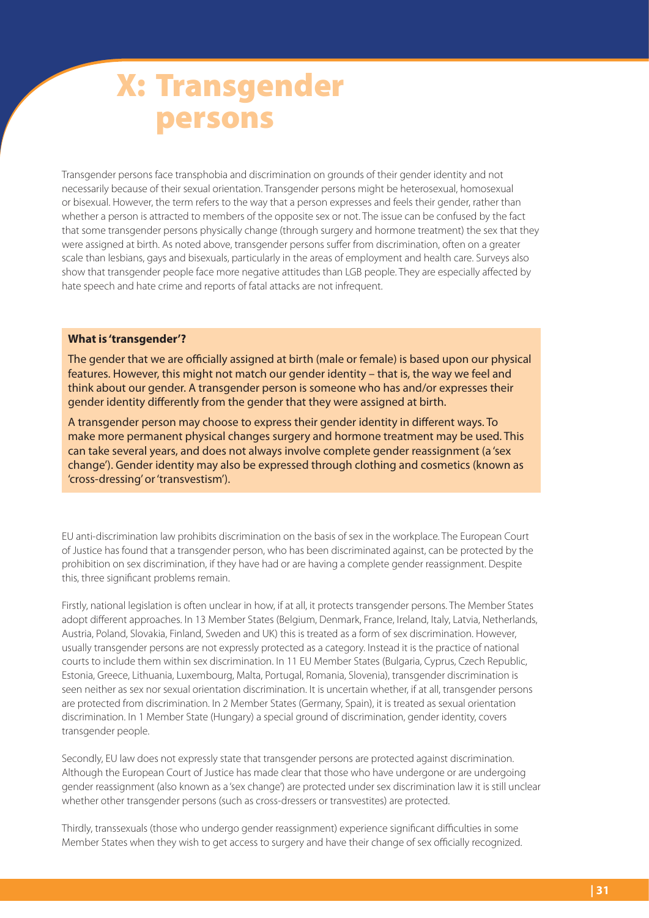# X: Transgender persons

Transgender persons face transphobia and discrimination on grounds of their gender identity and not necessarily because of their sexual orientation. Transgender persons might be heterosexual, homosexual or bisexual. However, the term refers to the way that a person expresses and feels their gender, rather than whether a person is attracted to members of the opposite sex or not. The issue can be confused by the fact that some transgender persons physically change (through surgery and hormone treatment) the sex that they were assigned at birth. As noted above, transgender persons suffer from discrimination, often on a greater scale than lesbians, gays and bisexuals, particularly in the areas of employment and health care. Surveys also show that transgender people face more negative attitudes than LGB people. They are especially affected by hate speech and hate crime and reports of fatal attacks are not infrequent.

**What is 'transgender'?**

The gender that we are officially assigned at birth (male or female) is based upon our physical features. However, this might not match our gender identity – that is, the way we feel and think about our gender. A transgender person is someone who has and/or expresses their gender identity differently from the gender that they were assigned at birth.

A transgender person may choose to express their gender identity in different ways. To make more permanent physical changes surgery and hormone treatment may be used. This can take several years, and does not always involve complete gender reassignment (a 'sex change'). Gender identity may also be expressed through clothing and cosmetics (known as 'cross-dressing' or 'transvestism').

EU anti-discrimination law prohibits discrimination on the basis of sex in the workplace. The European Court of Justice has found that a transgender person, who has been discriminated against, can be protected by the prohibition on sex discrimination, if they have had or are having a complete gender reassignment. Despite this, three significant problems remain.

Firstly, national legislation is often unclear in how, if at all, it protects transgender persons. The Member States adopt different approaches. In 13 Member States (Belgium, Denmark, France, Ireland, Italy, Latvia, Netherlands, Austria, Poland, Slovakia, Finland, Sweden and UK) this is treated as a form of sex discrimination. However, usually transgender persons are not expressly protected as a category. Instead it is the practice of national courts to include them within sex discrimination. In 11 EU Member States (Bulgaria, Cyprus, Czech Republic, Estonia, Greece, Lithuania, Luxembourg, Malta, Portugal, Romania, Slovenia), transgender discrimination is seen neither as sex nor sexual orientation discrimination. It is uncertain whether, if at all, transgender persons are protected from discrimination. In 2 Member States (Germany, Spain), it is treated as sexual orientation discrimination. In 1 Member State (Hungary) a special ground of discrimination, gender identity, covers transgender people.

Secondly, EU law does not expressly state that transgender persons are protected against discrimination. Although the European Court of Justice has made clear that those who have undergone or are undergoing gender reassignment (also known as a 'sex change') are protected under sex discrimination law it is still unclear whether other transgender persons (such as cross-dressers or transvestites) are protected.

Thirdly, transsexuals (those who undergo gender reassignment) experience significant difficulties in some Member States when they wish to get access to surgery and have their change of sex officially recognized.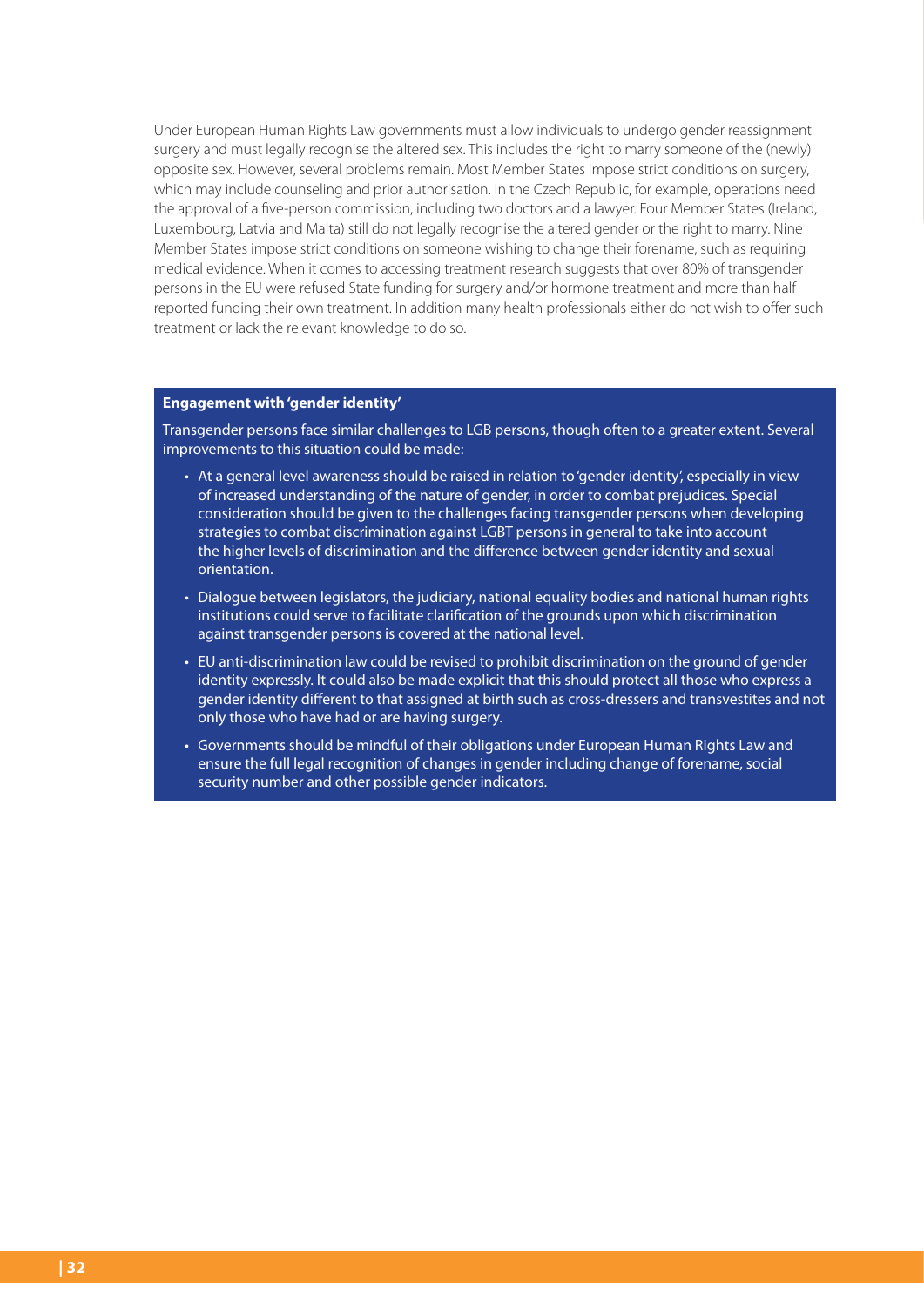Under European Human Rights Law governments must allow individuals to undergo gender reassignment surgery and must legally recognise the altered sex. This includes the right to marry someone of the (newly) opposite sex. However, several problems remain. Most Member States impose strict conditions on surgery, which may include counseling and prior authorisation. In the Czech Republic, for example, operations need the approval of a five-person commission, including two doctors and a lawyer. Four Member States (Ireland, Luxembourg, Latvia and Malta) still do not legally recognise the altered gender or the right to marry. Nine Member States impose strict conditions on someone wishing to change their forename, such as requiring medical evidence. When it comes to accessing treatment research suggests that over 80% of transgender persons in the EU were refused State funding for surgery and/or hormone treatment and more than half reported funding their own treatment. In addition many health professionals either do not wish to offer such treatment or lack the relevant knowledge to do so.

**Engagement with 'gender identity'**

Transgender persons face similar challenges to LGB persons, though often to a greater extent. Several improvements to this situation could be made:

- At a general level awareness should be raised in relation to 'gender identity', especially in view of increased understanding of the nature of gender, in order to combat prejudices. Special consideration should be given to the challenges facing transgender persons when developing strategies to combat discrimination against LGBT persons in general to take into account the higher levels of discrimination and the difference between gender identity and sexual orientation.
- Dialogue between legislators, the judiciary, national equality bodies and national human rights institutions could serve to facilitate clarification of the grounds upon which discrimination against transgender persons is covered at the national level.
- EU anti-discrimination law could be revised to prohibit discrimination on the ground of gender identity expressly. It could also be made explicit that this should protect all those who express a gender identity different to that assigned at birth such as cross-dressers and transvestites and not only those who have had or are having surgery.
- Governments should be mindful of their obligations under European Human Rights Law and ensure the full legal recognition of changes in gender including change of forename, social security number and other possible gender indicators.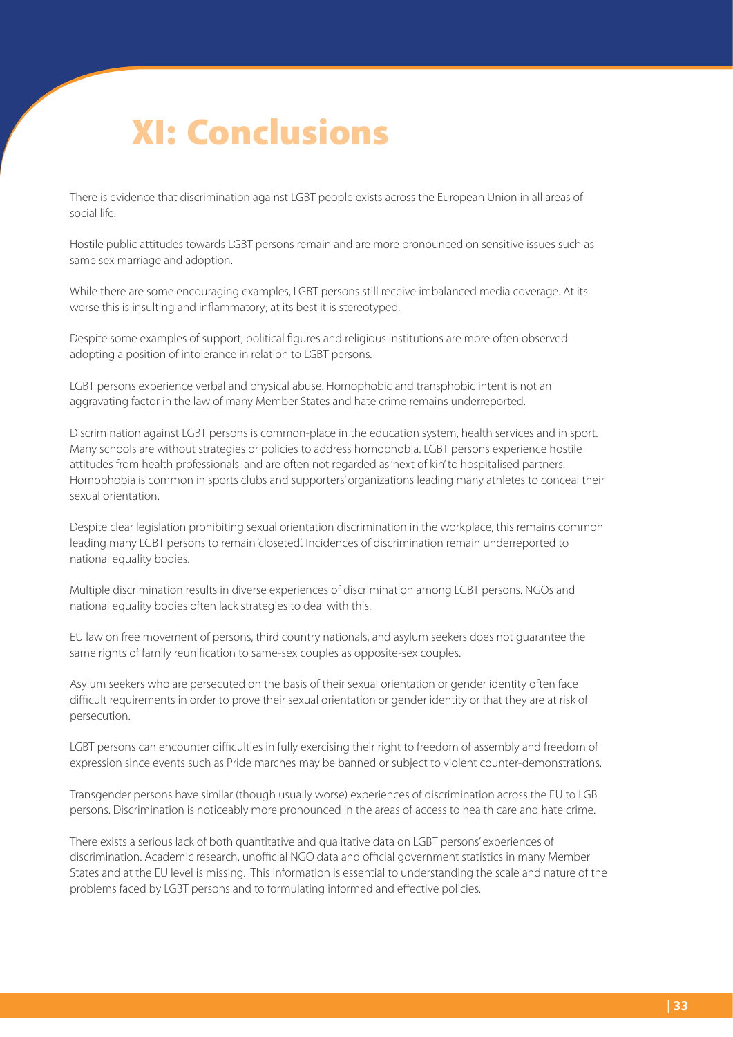# XI: Conclusions

There is evidence that discrimination against LGBT people exists across the European Union in all areas of social life.

Hostile public attitudes towards LGBT persons remain and are more pronounced on sensitive issues such as same sex marriage and adoption.

While there are some encouraging examples, LGBT persons still receive imbalanced media coverage. At its worse this is insulting and inflammatory; at its best it is stereotyped.

Despite some examples of support, political figures and religious institutions are more often observed adopting a position of intolerance in relation to LGBT persons.

LGBT persons experience verbal and physical abuse. Homophobic and transphobic intent is not an aggravating factor in the law of many Member States and hate crime remains underreported.

Discrimination against LGBT persons is common-place in the education system, health services and in sport. Many schools are without strategies or policies to address homophobia. LGBT persons experience hostile attitudes from health professionals, and are often not regarded as 'next of kin' to hospitalised partners. Homophobia is common in sports clubs and supporters' organizations leading many athletes to conceal their sexual orientation.

Despite clear legislation prohibiting sexual orientation discrimination in the workplace, this remains common leading many LGBT persons to remain 'closeted'. Incidences of discrimination remain underreported to national equality bodies.

Multiple discrimination results in diverse experiences of discrimination among LGBT persons. NGOs and national equality bodies often lack strategies to deal with this.

EU law on free movement of persons, third country nationals, and asylum seekers does not guarantee the same rights of family reunification to same-sex couples as opposite-sex couples.

Asylum seekers who are persecuted on the basis of their sexual orientation or gender identity often face difficult requirements in order to prove their sexual orientation or gender identity or that they are at risk of persecution.

LGBT persons can encounter difficulties in fully exercising their right to freedom of assembly and freedom of expression since events such as Pride marches may be banned or subject to violent counter-demonstrations.

Transgender persons have similar (though usually worse) experiences of discrimination across the EU to LGB persons. Discrimination is noticeably more pronounced in the areas of access to health care and hate crime.

There exists a serious lack of both quantitative and qualitative data on LGBT persons' experiences of discrimination. Academic research, unofficial NGO data and official government statistics in many Member States and at the EU level is missing. This information is essential to understanding the scale and nature of the problems faced by LGBT persons and to formulating informed and effective policies.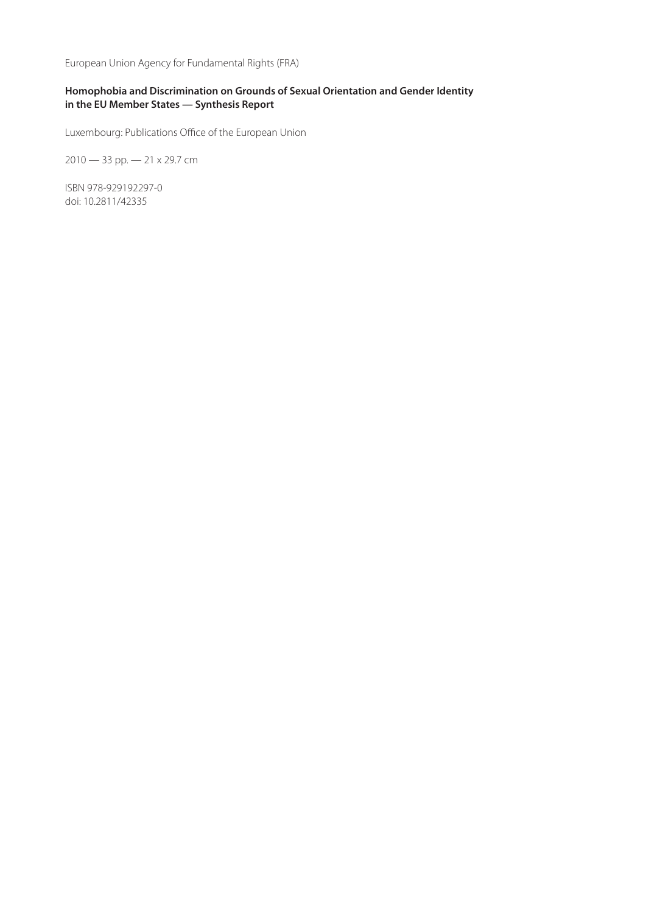European Union Agency for Fundamental Rights (FRA)

**Homophobia and Discrimination on Grounds of Sexual Orientation and Gender Identity in the EU Member States — Synthesis Report**

Luxembourg: Publications Office of the European Union

2010 — 33 pp. — 21 x 29.7 cm

ISBN 978-929192297-0
doi: 10.2811/42335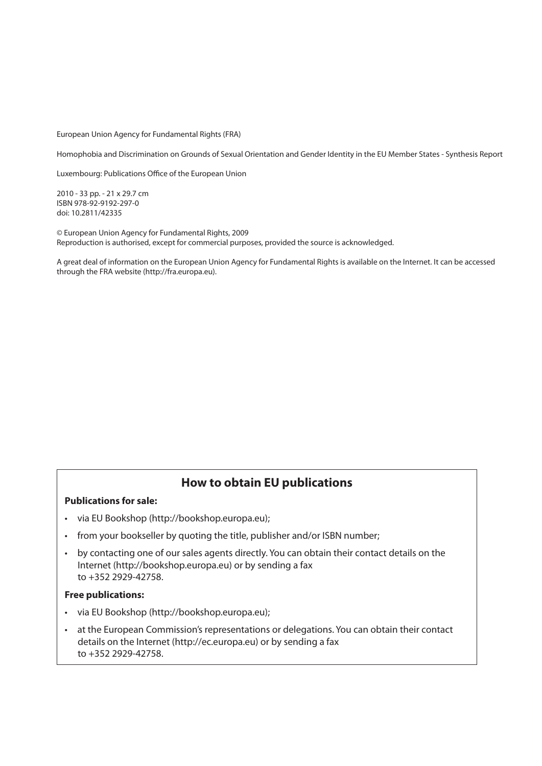European Union Agency for Fundamental Rights (FRA)

Homophobia and Discrimination on Grounds of Sexual Orientation and Gender Identity in the EU Member States - Synthesis Report

Luxembourg: Publications Office of the European Union

2010 - 33 pp. - 21 x 29.7 cm
ISBN 978-92-9192-297-0
doi: 10.2811/42335

© European Union Agency for Fundamental Rights, 2009
Reproduction is authorised, except for commercial purposes, provided the source is acknowledged.

A great deal of information on the European Union Agency for Fundamental Rights is available on the Internet. It can be accessed through the FRA website (http://fra.europa.eu).

## How to obtain EU publications

**Publications for sale:**

- via EU Bookshop (http://bookshop.europa.eu);
- from your bookseller by quoting the title, publisher and/or ISBN number;
- by contacting one of our sales agents directly. You can obtain their contact details on the Internet (http://bookshop.europa.eu) or by sending a fax to +352 2929-42758.

**Free publications:**

- via EU Bookshop (http://bookshop.europa.eu);
- at the European Commission's representations or delegations. You can obtain their contact details on the Internet (http://ec.europa.eu) or by sending a fax to +352 2929-42758.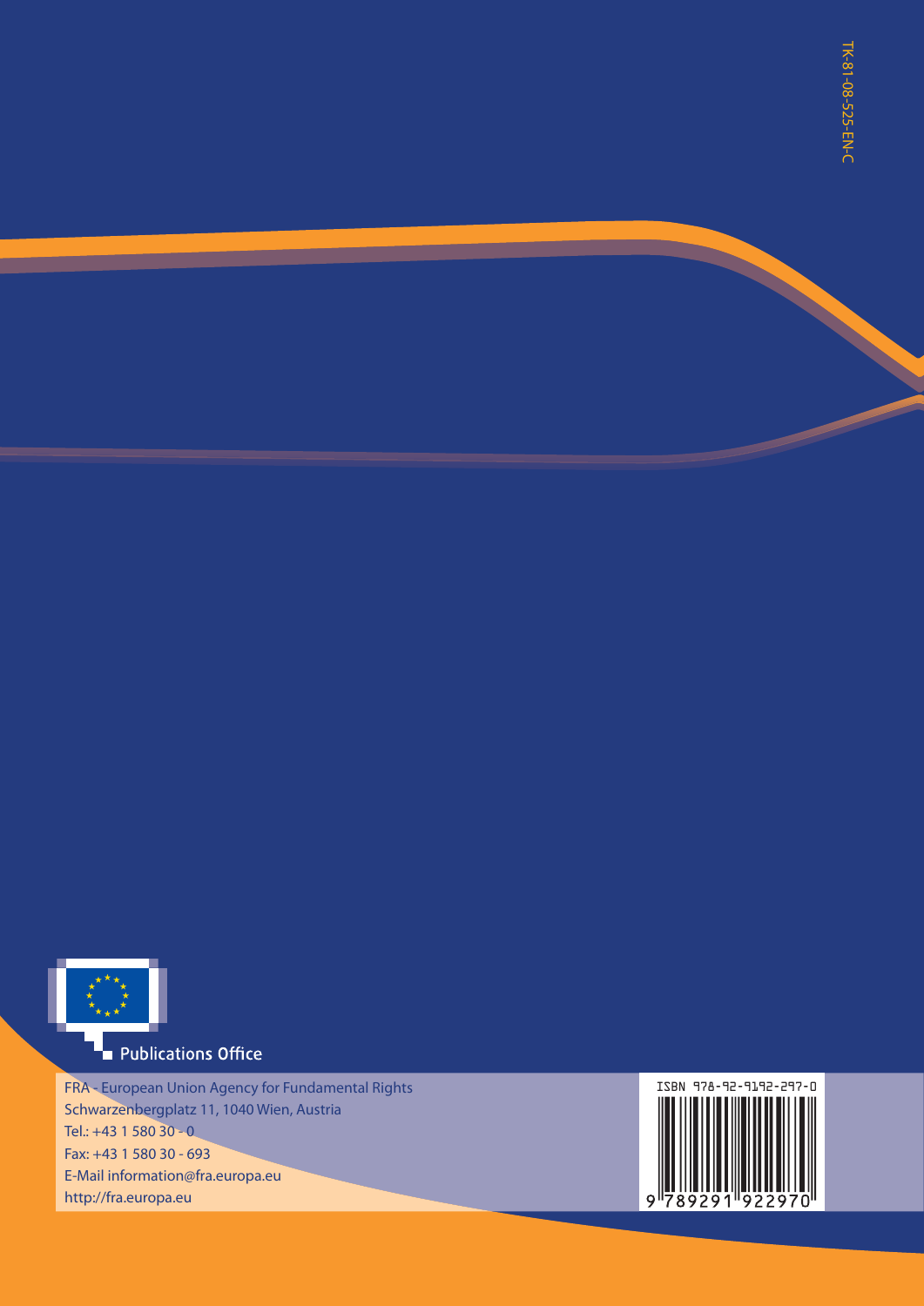TK-81-08-525-EN-C

Publications Office

FRA - European Union Agency for Fundamental Rights
Schwarzenbergplatz 11, 1040 Wien, Austria
Tel.: +43 1 580 30 - 0
Fax: +43 1 580 30 - 693
E-Mail information@fra.europa.eu
http://fra.europa.eu

ISBN 978-92-9192-297-0